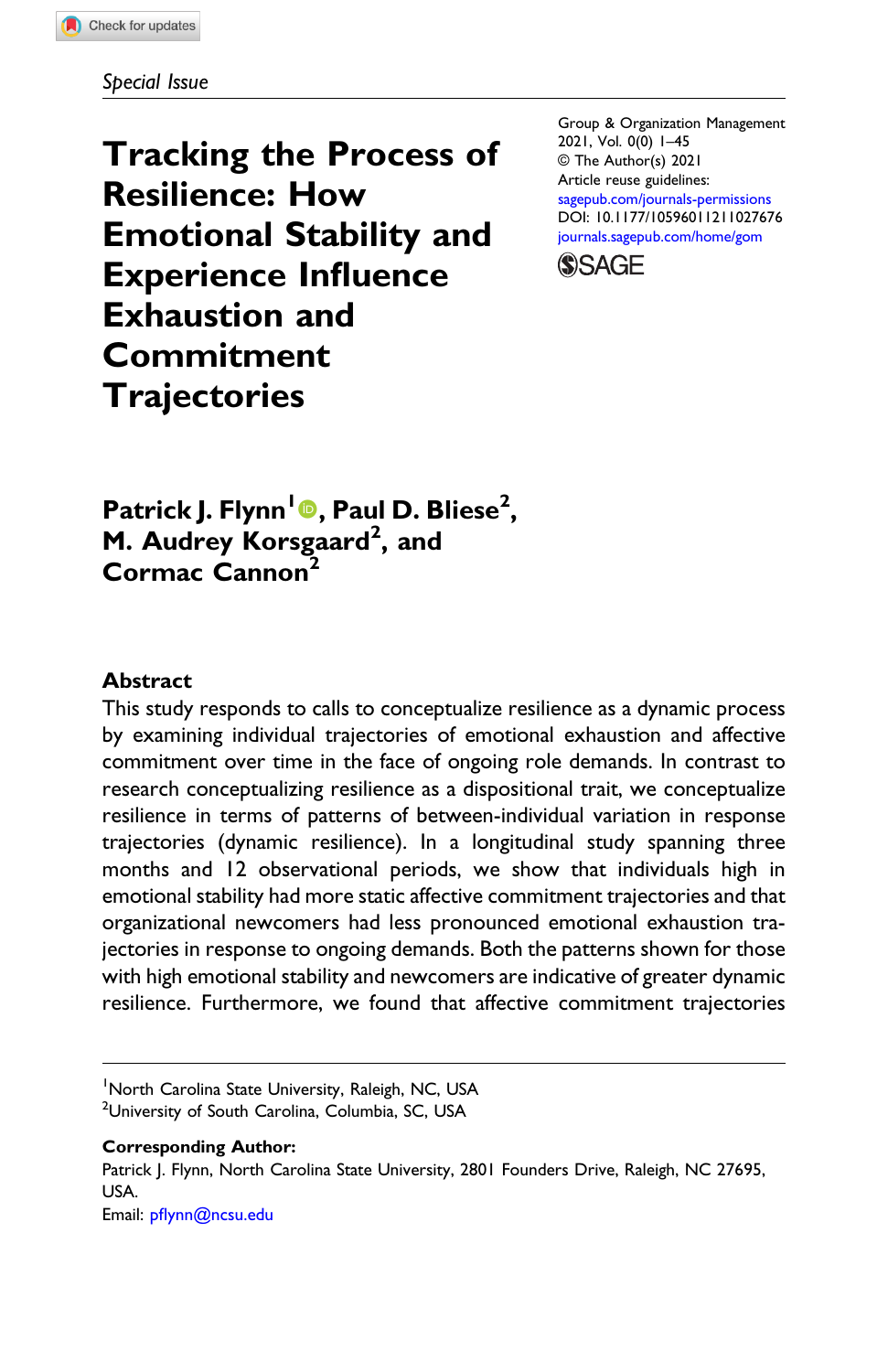*Special Issue*

# Tracking the Process of Resilience: How Emotional Stability and Experience Influence Exhaustion and Commitment Trajectories

Group & Organization Management
2021, Vol. 0(0) 1–45
© The Author(s) 2021
Article reuse guidelines:
sagepub.com/journals-permissions
DOI: 10.1177/10596011211027676
journals.sagepub.com/home/gom

**Patrick J. Flynn[1], Paul D. Bliese[2], M. Audrey Korsgaard[2], and Cormac Cannon[2]**

## Abstract

This study responds to calls to conceptualize resilience as a dynamic process by examining individual trajectories of emotional exhaustion and affective commitment over time in the face of ongoing role demands. In contrast to research conceptualizing resilience as a dispositional trait, we conceptualize resilience in terms of patterns of between-individual variation in response trajectories (dynamic resilience). In a longitudinal study spanning three months and 12 observational periods, we show that individuals high in emotional stability had more static affective commitment trajectories and that organizational newcomers had less pronounced emotional exhaustion trajectories in response to ongoing demands. Both the patterns shown for those with high emotional stability and newcomers are indicative of greater dynamic resilience. Furthermore, we found that affective commitment trajectories

---

[1]North Carolina State University, Raleigh, NC, USA
[2]University of South Carolina, Columbia, SC, USA

**Corresponding Author:**
Patrick J. Flynn, North Carolina State University, 2801 Founders Drive, Raleigh, NC 27695, USA.
Email: pflynn@ncsu.edu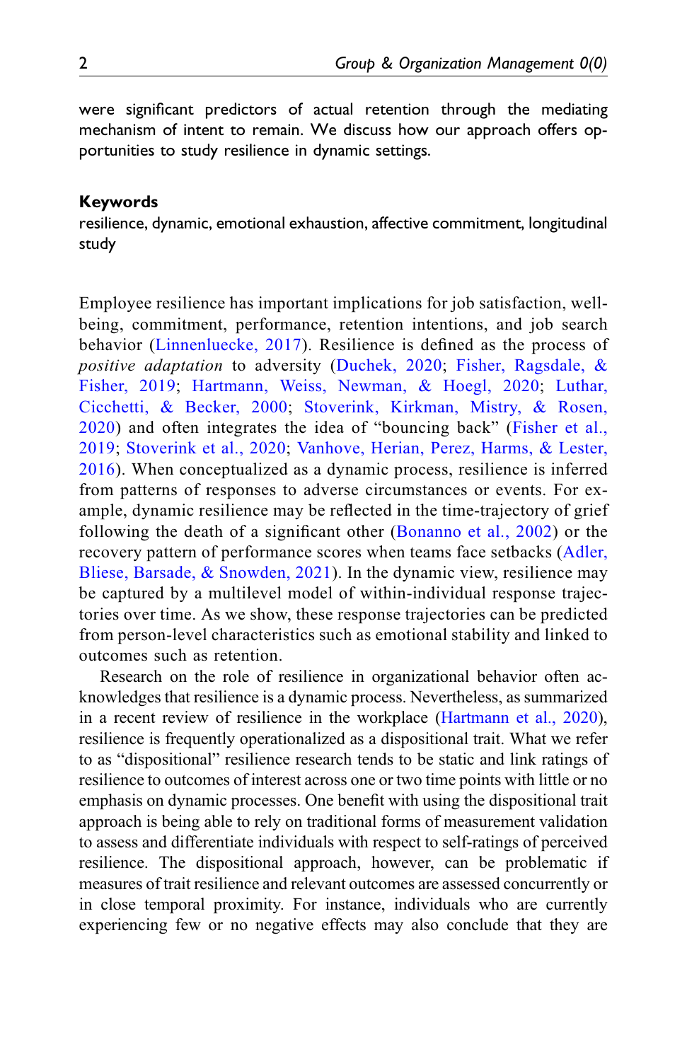were significant predictors of actual retention through the mediating mechanism of intent to remain. We discuss how our approach offers opportunities to study resilience in dynamic settings.

**Keywords**

resilience, dynamic, emotional exhaustion, affective commitment, longitudinal study

Employee resilience has important implications for job satisfaction, well-being, commitment, performance, retention intentions, and job search behavior (Linnenluecke, 2017). Resilience is defined as the process of *positive adaptation* to adversity (Duchek, 2020; Fisher, Ragsdale, & Fisher, 2019; Hartmann, Weiss, Newman, & Hoegl, 2020; Luthar, Cicchetti, & Becker, 2000; Stoverink, Kirkman, Mistry, & Rosen, 2020) and often integrates the idea of "bouncing back" (Fisher et al., 2019; Stoverink et al., 2020; Vanhove, Herian, Perez, Harms, & Lester, 2016). When conceptualized as a dynamic process, resilience is inferred from patterns of responses to adverse circumstances or events. For example, dynamic resilience may be reflected in the time-trajectory of grief following the death of a significant other (Bonanno et al., 2002) or the recovery pattern of performance scores when teams face setbacks (Adler, Bliese, Barsade, & Snowden, 2021). In the dynamic view, resilience may be captured by a multilevel model of within-individual response trajectories over time. As we show, these response trajectories can be predicted from person-level characteristics such as emotional stability and linked to outcomes such as retention.

Research on the role of resilience in organizational behavior often acknowledges that resilience is a dynamic process. Nevertheless, as summarized in a recent review of resilience in the workplace (Hartmann et al., 2020), resilience is frequently operationalized as a dispositional trait. What we refer to as "dispositional" resilience research tends to be static and link ratings of resilience to outcomes of interest across one or two time points with little or no emphasis on dynamic processes. One benefit with using the dispositional trait approach is being able to rely on traditional forms of measurement validation to assess and differentiate individuals with respect to self-ratings of perceived resilience. The dispositional approach, however, can be problematic if measures of trait resilience and relevant outcomes are assessed concurrently or in close temporal proximity. For instance, individuals who are currently experiencing few or no negative effects may also conclude that they are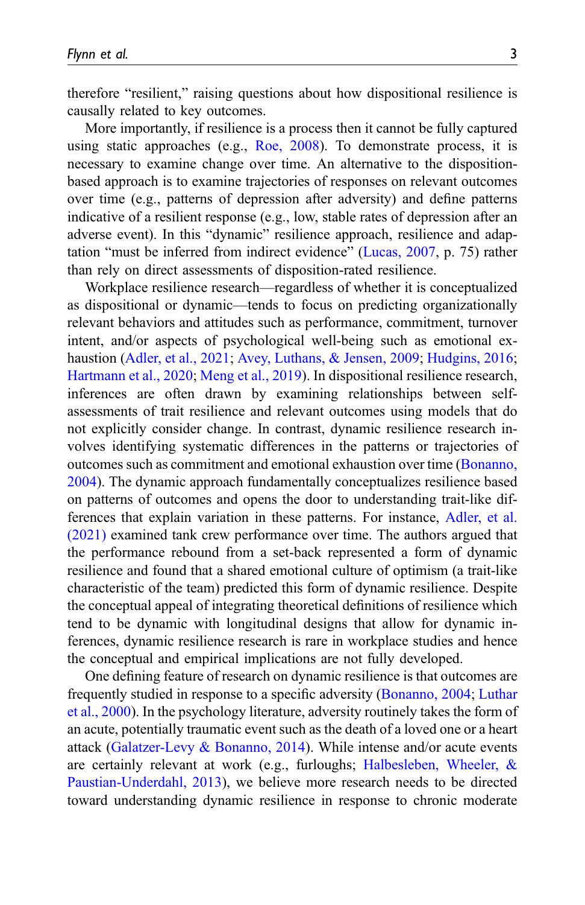therefore "resilient," raising questions about how dispositional resilience is causally related to key outcomes.

More importantly, if resilience is a process then it cannot be fully captured using static approaches (e.g., Roe, 2008). To demonstrate process, it is necessary to examine change over time. An alternative to the disposition-based approach is to examine trajectories of responses on relevant outcomes over time (e.g., patterns of depression after adversity) and define patterns indicative of a resilient response (e.g., low, stable rates of depression after an adverse event). In this "dynamic" resilience approach, resilience and adaptation "must be inferred from indirect evidence" (Lucas, 2007, p. 75) rather than rely on direct assessments of disposition-rated resilience.

Workplace resilience research—regardless of whether it is conceptualized as dispositional or dynamic—tends to focus on predicting organizationally relevant behaviors and attitudes such as performance, commitment, turnover intent, and/or aspects of psychological well-being such as emotional exhaustion (Adler, et al., 2021; Avey, Luthans, & Jensen, 2009; Hudgins, 2016; Hartmann et al., 2020; Meng et al., 2019). In dispositional resilience research, inferences are often drawn by examining relationships between self-assessments of trait resilience and relevant outcomes using models that do not explicitly consider change. In contrast, dynamic resilience research involves identifying systematic differences in the patterns or trajectories of outcomes such as commitment and emotional exhaustion over time (Bonanno, 2004). The dynamic approach fundamentally conceptualizes resilience based on patterns of outcomes and opens the door to understanding trait-like differences that explain variation in these patterns. For instance, Adler, et al. (2021) examined tank crew performance over time. The authors argued that the performance rebound from a set-back represented a form of dynamic resilience and found that a shared emotional culture of optimism (a trait-like characteristic of the team) predicted this form of dynamic resilience. Despite the conceptual appeal of integrating theoretical definitions of resilience which tend to be dynamic with longitudinal designs that allow for dynamic inferences, dynamic resilience research is rare in workplace studies and hence the conceptual and empirical implications are not fully developed.

One defining feature of research on dynamic resilience is that outcomes are frequently studied in response to a specific adversity (Bonanno, 2004; Luthar et al., 2000). In the psychology literature, adversity routinely takes the form of an acute, potentially traumatic event such as the death of a loved one or a heart attack (Galatzer-Levy & Bonanno, 2014). While intense and/or acute events are certainly relevant at work (e.g., furloughs; Halbesleben, Wheeler, & Paustian-Underdahl, 2013), we believe more research needs to be directed toward understanding dynamic resilience in response to chronic moderate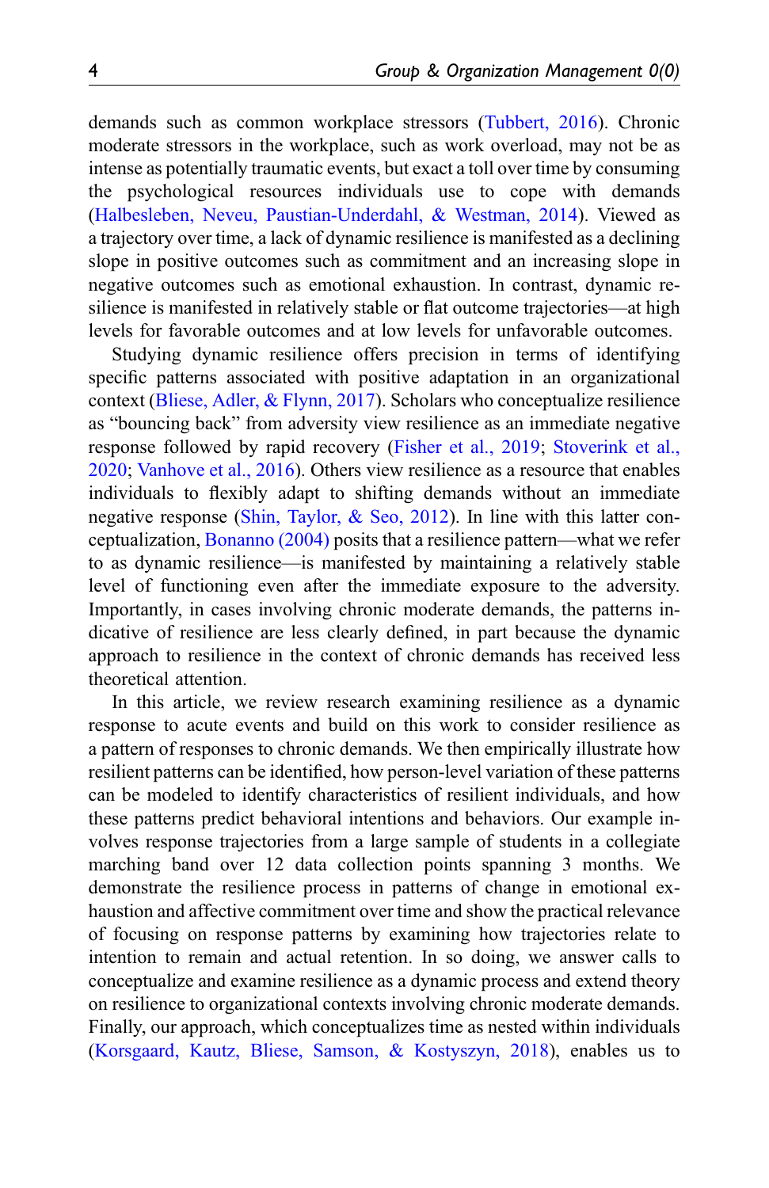demands such as common workplace stressors (Tubbert, 2016). Chronic moderate stressors in the workplace, such as work overload, may not be as intense as potentially traumatic events, but exact a toll over time by consuming the psychological resources individuals use to cope with demands (Halbesleben, Neveu, Paustian-Underdahl, & Westman, 2014). Viewed as a trajectory over time, a lack of dynamic resilience is manifested as a declining slope in positive outcomes such as commitment and an increasing slope in negative outcomes such as emotional exhaustion. In contrast, dynamic resilience is manifested in relatively stable or flat outcome trajectories—at high levels for favorable outcomes and at low levels for unfavorable outcomes.

Studying dynamic resilience offers precision in terms of identifying specific patterns associated with positive adaptation in an organizational context (Bliese, Adler, & Flynn, 2017). Scholars who conceptualize resilience as "bouncing back" from adversity view resilience as an immediate negative response followed by rapid recovery (Fisher et al., 2019; Stoverink et al., 2020; Vanhove et al., 2016). Others view resilience as a resource that enables individuals to flexibly adapt to shifting demands without an immediate negative response (Shin, Taylor, & Seo, 2012). In line with this latter conceptualization, Bonanno (2004) posits that a resilience pattern—what we refer to as dynamic resilience—is manifested by maintaining a relatively stable level of functioning even after the immediate exposure to the adversity. Importantly, in cases involving chronic moderate demands, the patterns indicative of resilience are less clearly defined, in part because the dynamic approach to resilience in the context of chronic demands has received less theoretical attention.

In this article, we review research examining resilience as a dynamic response to acute events and build on this work to consider resilience as a pattern of responses to chronic demands. We then empirically illustrate how resilient patterns can be identified, how person-level variation of these patterns can be modeled to identify characteristics of resilient individuals, and how these patterns predict behavioral intentions and behaviors. Our example involves response trajectories from a large sample of students in a collegiate marching band over 12 data collection points spanning 3 months. We demonstrate the resilience process in patterns of change in emotional exhaustion and affective commitment over time and show the practical relevance of focusing on response patterns by examining how trajectories relate to intention to remain and actual retention. In so doing, we answer calls to conceptualize and examine resilience as a dynamic process and extend theory on resilience to organizational contexts involving chronic moderate demands. Finally, our approach, which conceptualizes time as nested within individuals (Korsgaard, Kautz, Bliese, Samson, & Kostyszyn, 2018), enables us to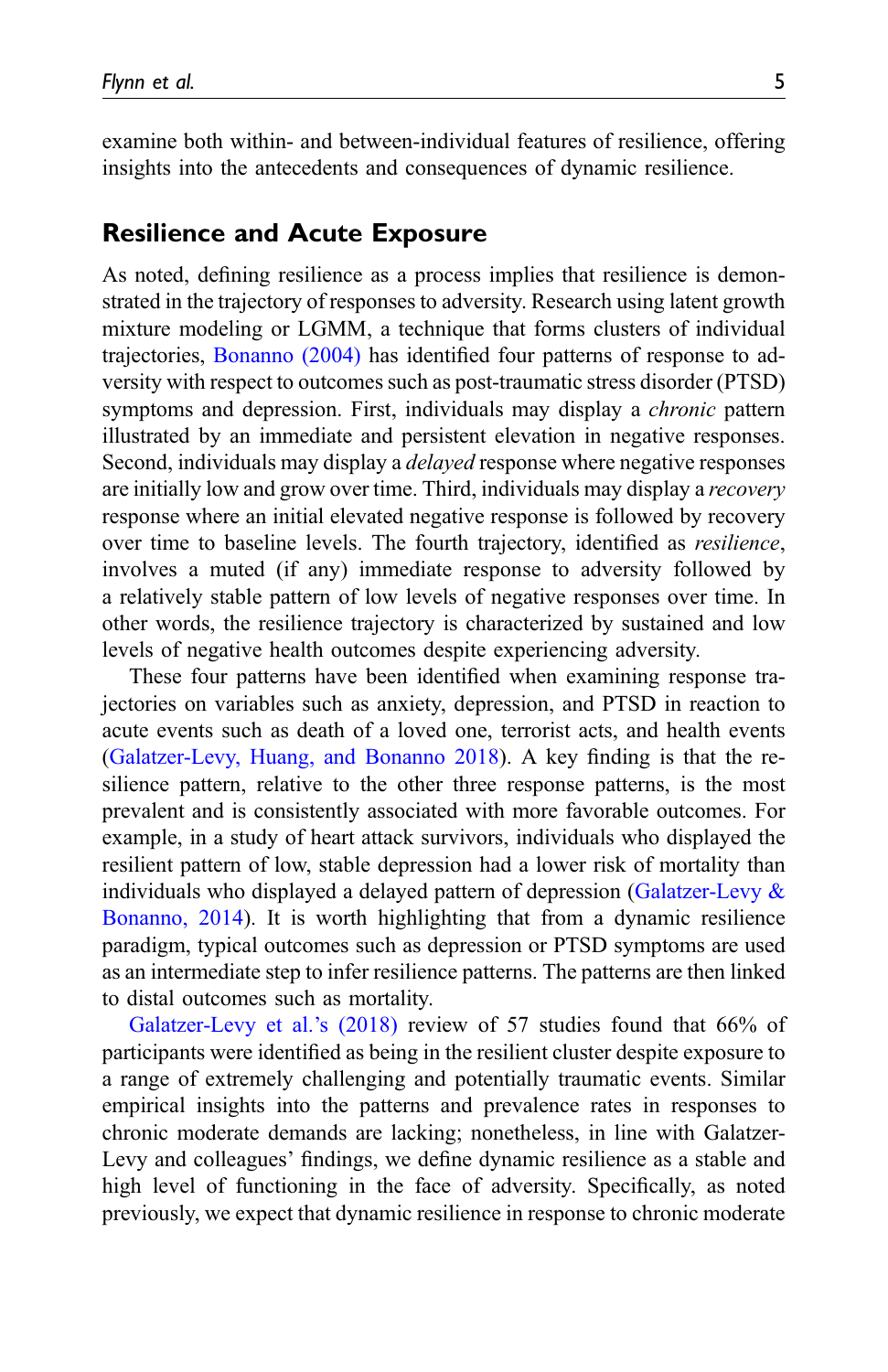examine both within- and between-individual features of resilience, offering insights into the antecedents and consequences of dynamic resilience.

## Resilience and Acute Exposure

As noted, defining resilience as a process implies that resilience is demonstrated in the trajectory of responses to adversity. Research using latent growth mixture modeling or LGMM, a technique that forms clusters of individual trajectories, Bonanno (2004) has identified four patterns of response to adversity with respect to outcomes such as post-traumatic stress disorder (PTSD) symptoms and depression. First, individuals may display a *chronic* pattern illustrated by an immediate and persistent elevation in negative responses. Second, individuals may display a *delayed* response where negative responses are initially low and grow over time. Third, individuals may display a *recovery* response where an initial elevated negative response is followed by recovery over time to baseline levels. The fourth trajectory, identified as *resilience*, involves a muted (if any) immediate response to adversity followed by a relatively stable pattern of low levels of negative responses over time. In other words, the resilience trajectory is characterized by sustained and low levels of negative health outcomes despite experiencing adversity.

These four patterns have been identified when examining response trajectories on variables such as anxiety, depression, and PTSD in reaction to acute events such as death of a loved one, terrorist acts, and health events (Galatzer-Levy, Huang, and Bonanno 2018). A key finding is that the resilience pattern, relative to the other three response patterns, is the most prevalent and is consistently associated with more favorable outcomes. For example, in a study of heart attack survivors, individuals who displayed the resilient pattern of low, stable depression had a lower risk of mortality than individuals who displayed a delayed pattern of depression (Galatzer-Levy & Bonanno, 2014). It is worth highlighting that from a dynamic resilience paradigm, typical outcomes such as depression or PTSD symptoms are used as an intermediate step to infer resilience patterns. The patterns are then linked to distal outcomes such as mortality.

Galatzer-Levy et al.'s (2018) review of 57 studies found that 66% of participants were identified as being in the resilient cluster despite exposure to a range of extremely challenging and potentially traumatic events. Similar empirical insights into the patterns and prevalence rates in responses to chronic moderate demands are lacking; nonetheless, in line with Galatzer-Levy and colleagues' findings, we define dynamic resilience as a stable and high level of functioning in the face of adversity. Specifically, as noted previously, we expect that dynamic resilience in response to chronic moderate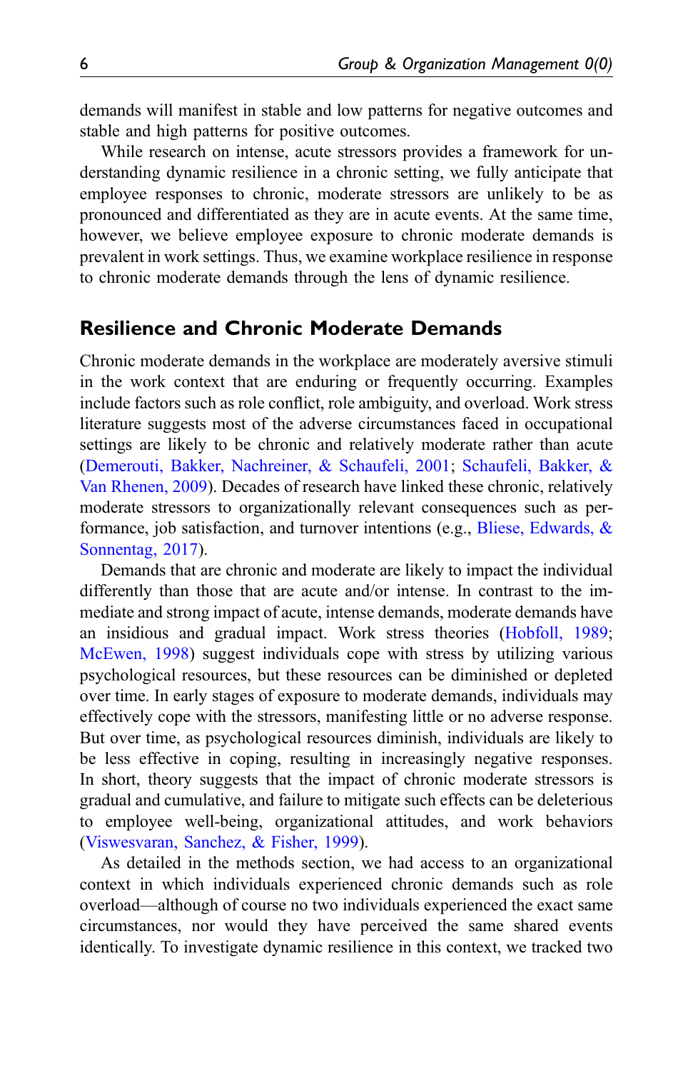demands will manifest in stable and low patterns for negative outcomes and stable and high patterns for positive outcomes.

While research on intense, acute stressors provides a framework for understanding dynamic resilience in a chronic setting, we fully anticipate that employee responses to chronic, moderate stressors are unlikely to be as pronounced and differentiated as they are in acute events. At the same time, however, we believe employee exposure to chronic moderate demands is prevalent in work settings. Thus, we examine workplace resilience in response to chronic moderate demands through the lens of dynamic resilience.

## Resilience and Chronic Moderate Demands

Chronic moderate demands in the workplace are moderately aversive stimuli in the work context that are enduring or frequently occurring. Examples include factors such as role conflict, role ambiguity, and overload. Work stress literature suggests most of the adverse circumstances faced in occupational settings are likely to be chronic and relatively moderate rather than acute (Demerouti, Bakker, Nachreiner, & Schaufeli, 2001; Schaufeli, Bakker, & Van Rhenen, 2009). Decades of research have linked these chronic, relatively moderate stressors to organizationally relevant consequences such as performance, job satisfaction, and turnover intentions (e.g., Bliese, Edwards, & Sonnentag, 2017).

Demands that are chronic and moderate are likely to impact the individual differently than those that are acute and/or intense. In contrast to the immediate and strong impact of acute, intense demands, moderate demands have an insidious and gradual impact. Work stress theories (Hobfoll, 1989; McEwen, 1998) suggest individuals cope with stress by utilizing various psychological resources, but these resources can be diminished or depleted over time. In early stages of exposure to moderate demands, individuals may effectively cope with the stressors, manifesting little or no adverse response. But over time, as psychological resources diminish, individuals are likely to be less effective in coping, resulting in increasingly negative responses. In short, theory suggests that the impact of chronic moderate stressors is gradual and cumulative, and failure to mitigate such effects can be deleterious to employee well-being, organizational attitudes, and work behaviors (Viswesvaran, Sanchez, & Fisher, 1999).

As detailed in the methods section, we had access to an organizational context in which individuals experienced chronic demands such as role overload—although of course no two individuals experienced the exact same circumstances, nor would they have perceived the same shared events identically. To investigate dynamic resilience in this context, we tracked two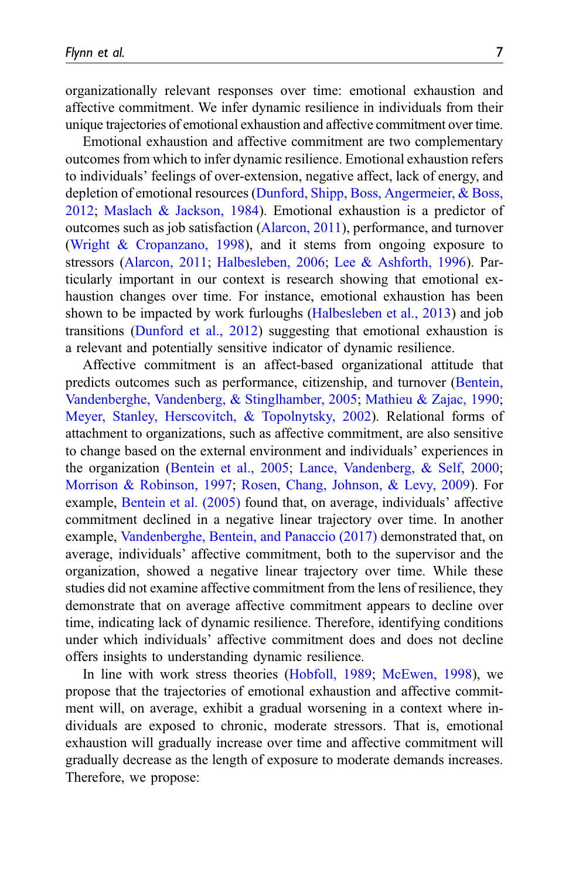organizationally relevant responses over time: emotional exhaustion and affective commitment. We infer dynamic resilience in individuals from their unique trajectories of emotional exhaustion and affective commitment over time.

Emotional exhaustion and affective commitment are two complementary outcomes from which to infer dynamic resilience. Emotional exhaustion refers to individuals' feelings of over-extension, negative affect, lack of energy, and depletion of emotional resources (Dunford, Shipp, Boss, Angermeier, & Boss, 2012; Maslach & Jackson, 1984). Emotional exhaustion is a predictor of outcomes such as job satisfaction (Alarcon, 2011), performance, and turnover (Wright & Cropanzano, 1998), and it stems from ongoing exposure to stressors (Alarcon, 2011; Halbesleben, 2006; Lee & Ashforth, 1996). Particularly important in our context is research showing that emotional exhaustion changes over time. For instance, emotional exhaustion has been shown to be impacted by work furloughs (Halbesleben et al., 2013) and job transitions (Dunford et al., 2012) suggesting that emotional exhaustion is a relevant and potentially sensitive indicator of dynamic resilience.

Affective commitment is an affect-based organizational attitude that predicts outcomes such as performance, citizenship, and turnover (Bentein, Vandenberghe, Vandenberg, & Stinglhamber, 2005; Mathieu & Zajac, 1990; Meyer, Stanley, Herscovitch, & Topolnytsky, 2002). Relational forms of attachment to organizations, such as affective commitment, are also sensitive to change based on the external environment and individuals' experiences in the organization (Bentein et al., 2005; Lance, Vandenberg, & Self, 2000; Morrison & Robinson, 1997; Rosen, Chang, Johnson, & Levy, 2009). For example, Bentein et al. (2005) found that, on average, individuals' affective commitment declined in a negative linear trajectory over time. In another example, Vandenberghe, Bentein, and Panaccio (2017) demonstrated that, on average, individuals' affective commitment, both to the supervisor and the organization, showed a negative linear trajectory over time. While these studies did not examine affective commitment from the lens of resilience, they demonstrate that on average affective commitment appears to decline over time, indicating lack of dynamic resilience. Therefore, identifying conditions under which individuals' affective commitment does and does not decline offers insights to understanding dynamic resilience.

In line with work stress theories (Hobfoll, 1989; McEwen, 1998), we propose that the trajectories of emotional exhaustion and affective commitment will, on average, exhibit a gradual worsening in a context where individuals are exposed to chronic, moderate stressors. That is, emotional exhaustion will gradually increase over time and affective commitment will gradually decrease as the length of exposure to moderate demands increases. Therefore, we propose: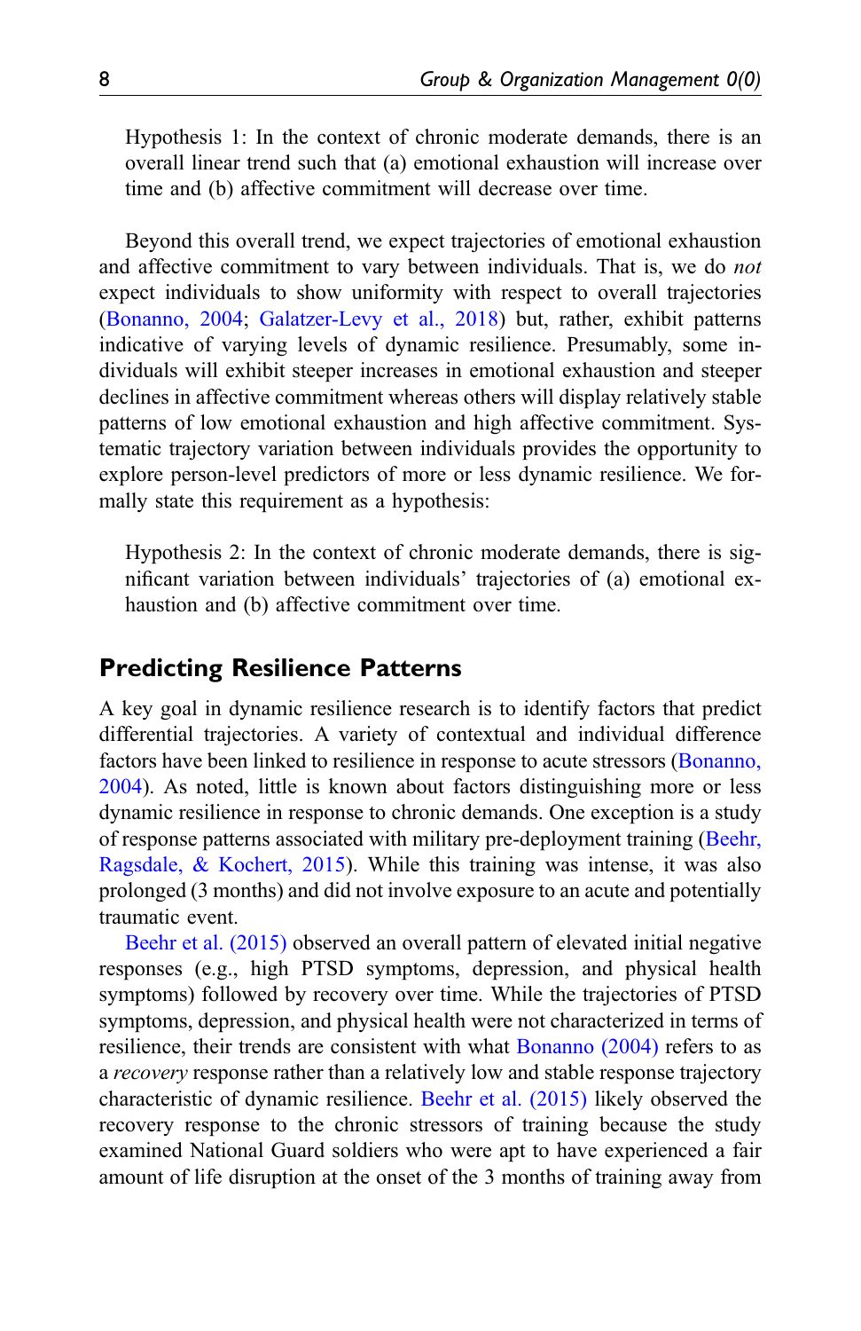Hypothesis 1: In the context of chronic moderate demands, there is an overall linear trend such that (a) emotional exhaustion will increase over time and (b) affective commitment will decrease over time.

Beyond this overall trend, we expect trajectories of emotional exhaustion and affective commitment to vary between individuals. That is, we do *not* expect individuals to show uniformity with respect to overall trajectories (Bonanno, 2004; Galatzer-Levy et al., 2018) but, rather, exhibit patterns indicative of varying levels of dynamic resilience. Presumably, some individuals will exhibit steeper increases in emotional exhaustion and steeper declines in affective commitment whereas others will display relatively stable patterns of low emotional exhaustion and high affective commitment. Systematic trajectory variation between individuals provides the opportunity to explore person-level predictors of more or less dynamic resilience. We formally state this requirement as a hypothesis:

Hypothesis 2: In the context of chronic moderate demands, there is significant variation between individuals' trajectories of (a) emotional exhaustion and (b) affective commitment over time.

## Predicting Resilience Patterns

A key goal in dynamic resilience research is to identify factors that predict differential trajectories. A variety of contextual and individual difference factors have been linked to resilience in response to acute stressors (Bonanno, 2004). As noted, little is known about factors distinguishing more or less dynamic resilience in response to chronic demands. One exception is a study of response patterns associated with military pre-deployment training (Beehr, Ragsdale, & Kochert, 2015). While this training was intense, it was also prolonged (3 months) and did not involve exposure to an acute and potentially traumatic event.

Beehr et al. (2015) observed an overall pattern of elevated initial negative responses (e.g., high PTSD symptoms, depression, and physical health symptoms) followed by recovery over time. While the trajectories of PTSD symptoms, depression, and physical health were not characterized in terms of resilience, their trends are consistent with what Bonanno (2004) refers to as a *recovery* response rather than a relatively low and stable response trajectory characteristic of dynamic resilience. Beehr et al. (2015) likely observed the recovery response to the chronic stressors of training because the study examined National Guard soldiers who were apt to have experienced a fair amount of life disruption at the onset of the 3 months of training away from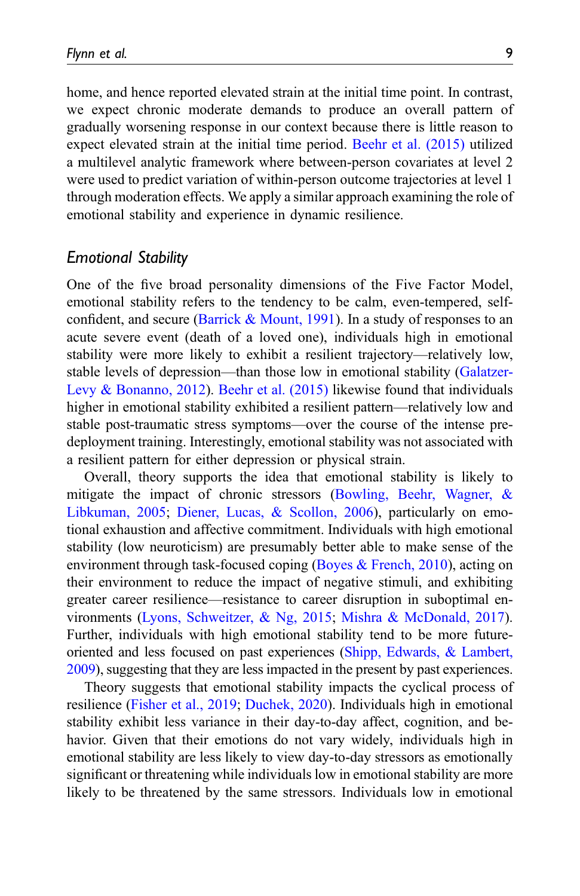home, and hence reported elevated strain at the initial time point. In contrast, we expect chronic moderate demands to produce an overall pattern of gradually worsening response in our context because there is little reason to expect elevated strain at the initial time period. Beehr et al. (2015) utilized a multilevel analytic framework where between-person covariates at level 2 were used to predict variation of within-person outcome trajectories at level 1 through moderation effects. We apply a similar approach examining the role of emotional stability and experience in dynamic resilience.

### *Emotional Stability*

One of the five broad personality dimensions of the Five Factor Model, emotional stability refers to the tendency to be calm, even-tempered, self-confident, and secure (Barrick & Mount, 1991). In a study of responses to an acute severe event (death of a loved one), individuals high in emotional stability were more likely to exhibit a resilient trajectory—relatively low, stable levels of depression—than those low in emotional stability (Galatzer-Levy & Bonanno, 2012). Beehr et al. (2015) likewise found that individuals higher in emotional stability exhibited a resilient pattern—relatively low and stable post-traumatic stress symptoms—over the course of the intense pre-deployment training. Interestingly, emotional stability was not associated with a resilient pattern for either depression or physical strain.

Overall, theory supports the idea that emotional stability is likely to mitigate the impact of chronic stressors (Bowling, Beehr, Wagner, & Libkuman, 2005; Diener, Lucas, & Scollon, 2006), particularly on emotional exhaustion and affective commitment. Individuals with high emotional stability (low neuroticism) are presumably better able to make sense of the environment through task-focused coping (Boyes & French, 2010), acting on their environment to reduce the impact of negative stimuli, and exhibiting greater career resilience—resistance to career disruption in suboptimal environments (Lyons, Schweitzer, & Ng, 2015; Mishra & McDonald, 2017). Further, individuals with high emotional stability tend to be more future-oriented and less focused on past experiences (Shipp, Edwards, & Lambert, 2009), suggesting that they are less impacted in the present by past experiences.

Theory suggests that emotional stability impacts the cyclical process of resilience (Fisher et al., 2019; Duchek, 2020). Individuals high in emotional stability exhibit less variance in their day-to-day affect, cognition, and behavior. Given that their emotions do not vary widely, individuals high in emotional stability are less likely to view day-to-day stressors as emotionally significant or threatening while individuals low in emotional stability are more likely to be threatened by the same stressors. Individuals low in emotional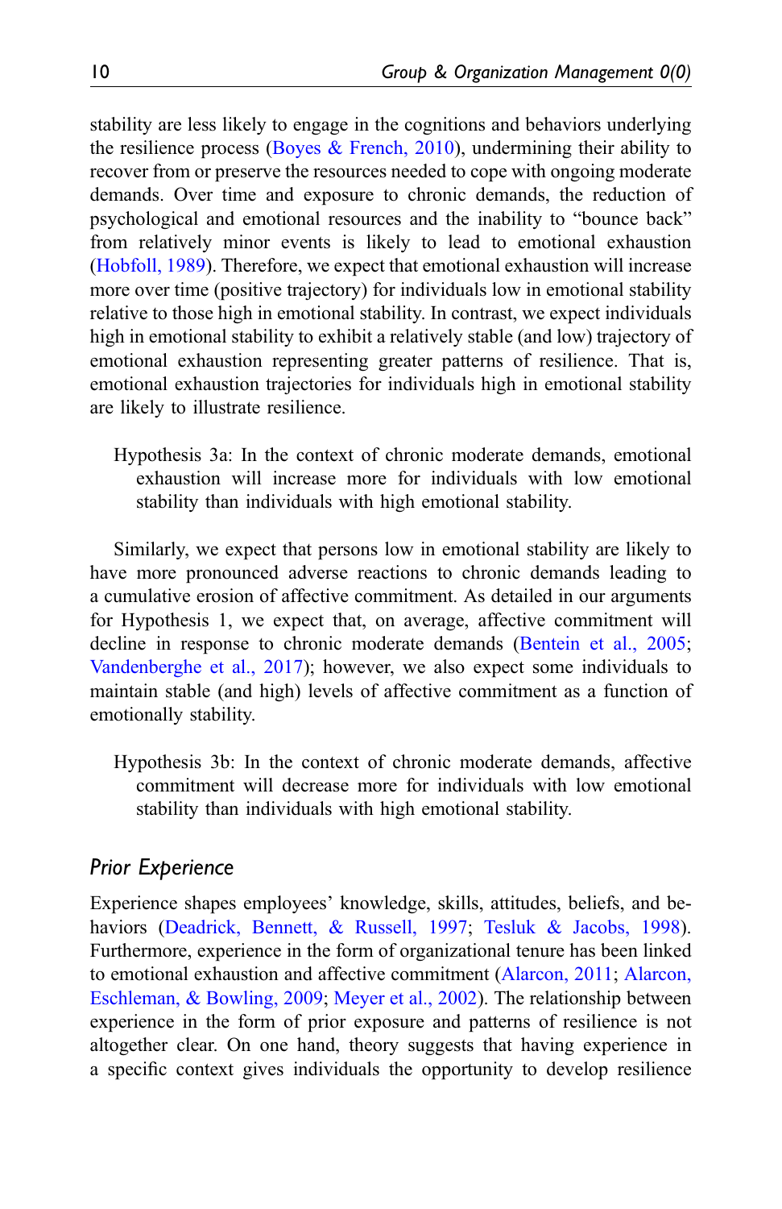stability are less likely to engage in the cognitions and behaviors underlying the resilience process (Boyes & French, 2010), undermining their ability to recover from or preserve the resources needed to cope with ongoing moderate demands. Over time and exposure to chronic demands, the reduction of psychological and emotional resources and the inability to "bounce back" from relatively minor events is likely to lead to emotional exhaustion (Hobfoll, 1989). Therefore, we expect that emotional exhaustion will increase more over time (positive trajectory) for individuals low in emotional stability relative to those high in emotional stability. In contrast, we expect individuals high in emotional stability to exhibit a relatively stable (and low) trajectory of emotional exhaustion representing greater patterns of resilience. That is, emotional exhaustion trajectories for individuals high in emotional stability are likely to illustrate resilience.

> Hypothesis 3a: In the context of chronic moderate demands, emotional exhaustion will increase more for individuals with low emotional stability than individuals with high emotional stability.

Similarly, we expect that persons low in emotional stability are likely to have more pronounced adverse reactions to chronic demands leading to a cumulative erosion of affective commitment. As detailed in our arguments for Hypothesis 1, we expect that, on average, affective commitment will decline in response to chronic moderate demands (Bentein et al., 2005; Vandenberghe et al., 2017); however, we also expect some individuals to maintain stable (and high) levels of affective commitment as a function of emotionally stability.

> Hypothesis 3b: In the context of chronic moderate demands, affective commitment will decrease more for individuals with low emotional stability than individuals with high emotional stability.

### *Prior Experience*

Experience shapes employees' knowledge, skills, attitudes, beliefs, and behaviors (Deadrick, Bennett, & Russell, 1997; Tesluk & Jacobs, 1998). Furthermore, experience in the form of organizational tenure has been linked to emotional exhaustion and affective commitment (Alarcon, 2011; Alarcon, Eschleman, & Bowling, 2009; Meyer et al., 2002). The relationship between experience in the form of prior exposure and patterns of resilience is not altogether clear. On one hand, theory suggests that having experience in a specific context gives individuals the opportunity to develop resilience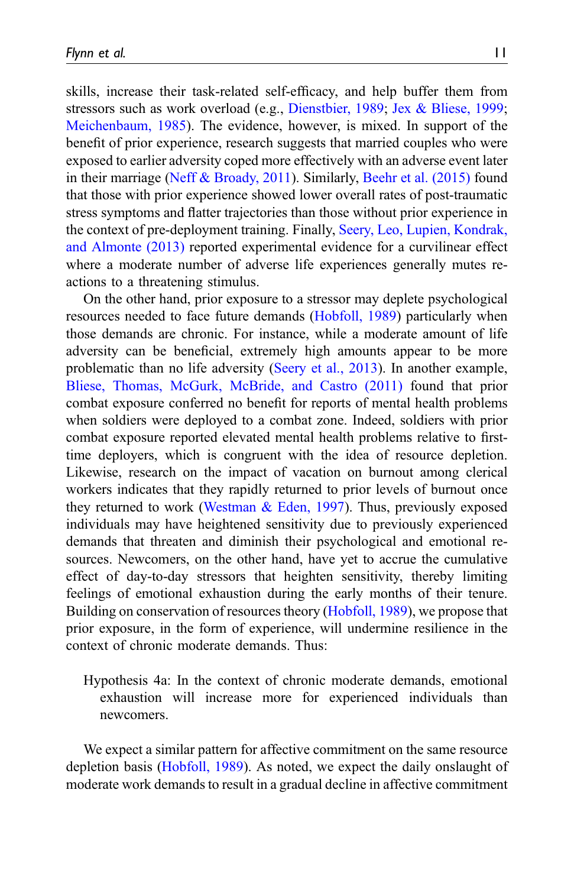skills, increase their task-related self-efficacy, and help buffer them from stressors such as work overload (e.g., Dienstbier, 1989; Jex & Bliese, 1999; Meichenbaum, 1985). The evidence, however, is mixed. In support of the benefit of prior experience, research suggests that married couples who were exposed to earlier adversity coped more effectively with an adverse event later in their marriage (Neff & Broady, 2011). Similarly, Beehr et al. (2015) found that those with prior experience showed lower overall rates of post-traumatic stress symptoms and flatter trajectories than those without prior experience in the context of pre-deployment training. Finally, Seery, Leo, Lupien, Kondrak, and Almonte (2013) reported experimental evidence for a curvilinear effect where a moderate number of adverse life experiences generally mutes reactions to a threatening stimulus.

On the other hand, prior exposure to a stressor may deplete psychological resources needed to face future demands (Hobfoll, 1989) particularly when those demands are chronic. For instance, while a moderate amount of life adversity can be beneficial, extremely high amounts appear to be more problematic than no life adversity (Seery et al., 2013). In another example, Bliese, Thomas, McGurk, McBride, and Castro (2011) found that prior combat exposure conferred no benefit for reports of mental health problems when soldiers were deployed to a combat zone. Indeed, soldiers with prior combat exposure reported elevated mental health problems relative to first-time deployers, which is congruent with the idea of resource depletion. Likewise, research on the impact of vacation on burnout among clerical workers indicates that they rapidly returned to prior levels of burnout once they returned to work (Westman & Eden, 1997). Thus, previously exposed individuals may have heightened sensitivity due to previously experienced demands that threaten and diminish their psychological and emotional resources. Newcomers, on the other hand, have yet to accrue the cumulative effect of day-to-day stressors that heighten sensitivity, thereby limiting feelings of emotional exhaustion during the early months of their tenure. Building on conservation of resources theory (Hobfoll, 1989), we propose that prior exposure, in the form of experience, will undermine resilience in the context of chronic moderate demands. Thus:

> Hypothesis 4a: In the context of chronic moderate demands, emotional exhaustion will increase more for experienced individuals than newcomers.

We expect a similar pattern for affective commitment on the same resource depletion basis (Hobfoll, 1989). As noted, we expect the daily onslaught of moderate work demands to result in a gradual decline in affective commitment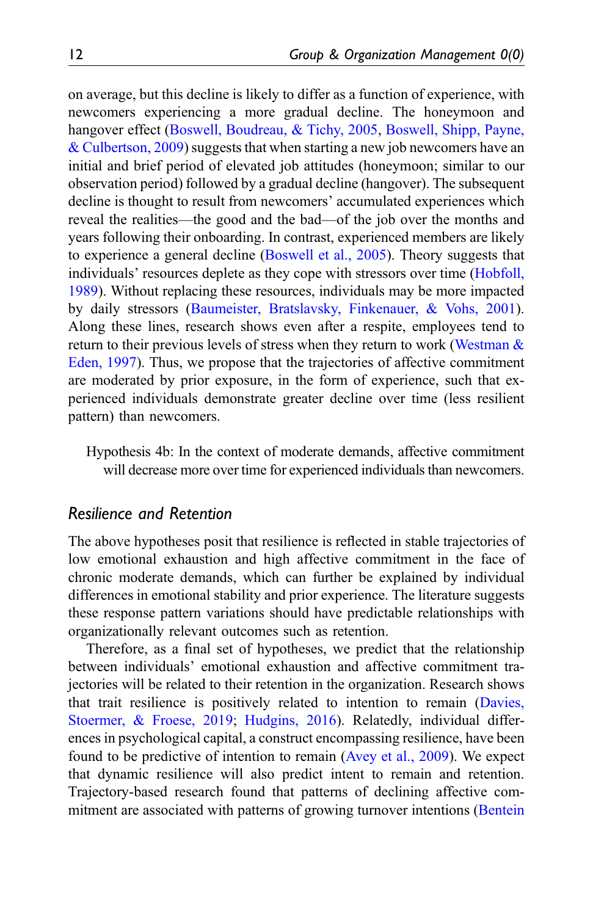on average, but this decline is likely to differ as a function of experience, with newcomers experiencing a more gradual decline. The honeymoon and hangover effect (Boswell, Boudreau, & Tichy, 2005, Boswell, Shipp, Payne, & Culbertson, 2009) suggests that when starting a new job newcomers have an initial and brief period of elevated job attitudes (honeymoon; similar to our observation period) followed by a gradual decline (hangover). The subsequent decline is thought to result from newcomers' accumulated experiences which reveal the realities—the good and the bad—of the job over the months and years following their onboarding. In contrast, experienced members are likely to experience a general decline (Boswell et al., 2005). Theory suggests that individuals' resources deplete as they cope with stressors over time (Hobfoll, 1989). Without replacing these resources, individuals may be more impacted by daily stressors (Baumeister, Bratslavsky, Finkenauer, & Vohs, 2001). Along these lines, research shows even after a respite, employees tend to return to their previous levels of stress when they return to work (Westman & Eden, 1997). Thus, we propose that the trajectories of affective commitment are moderated by prior exposure, in the form of experience, such that experienced individuals demonstrate greater decline over time (less resilient pattern) than newcomers.

Hypothesis 4b: In the context of moderate demands, affective commitment will decrease more over time for experienced individuals than newcomers.

### *Resilience and Retention*

The above hypotheses posit that resilience is reflected in stable trajectories of low emotional exhaustion and high affective commitment in the face of chronic moderate demands, which can further be explained by individual differences in emotional stability and prior experience. The literature suggests these response pattern variations should have predictable relationships with organizationally relevant outcomes such as retention.

Therefore, as a final set of hypotheses, we predict that the relationship between individuals' emotional exhaustion and affective commitment trajectories will be related to their retention in the organization. Research shows that trait resilience is positively related to intention to remain (Davies, Stoermer, & Froese, 2019; Hudgins, 2016). Relatedly, individual differences in psychological capital, a construct encompassing resilience, have been found to be predictive of intention to remain (Avey et al., 2009). We expect that dynamic resilience will also predict intent to remain and retention. Trajectory-based research found that patterns of declining affective commitment are associated with patterns of growing turnover intentions (Bentein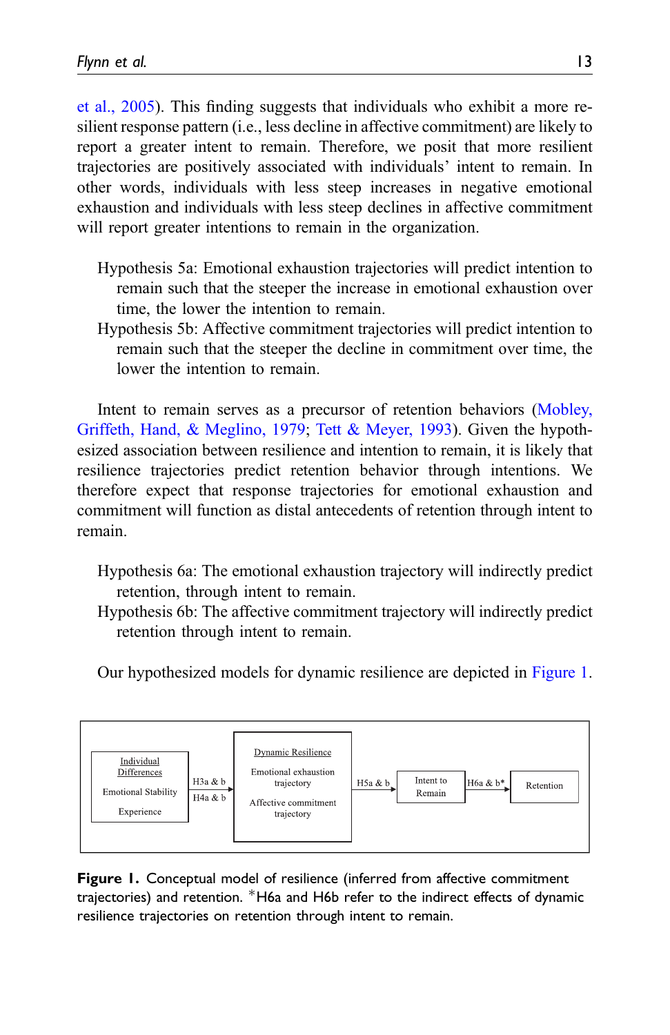et al., 2005). This finding suggests that individuals who exhibit a more resilient response pattern (i.e., less decline in affective commitment) are likely to report a greater intent to remain. Therefore, we posit that more resilient trajectories are positively associated with individuals' intent to remain. In other words, individuals with less steep increases in negative emotional exhaustion and individuals with less steep declines in affective commitment will report greater intentions to remain in the organization.

Hypothesis 5a: Emotional exhaustion trajectories will predict intention to remain such that the steeper the increase in emotional exhaustion over time, the lower the intention to remain.

Hypothesis 5b: Affective commitment trajectories will predict intention to remain such that the steeper the decline in commitment over time, the lower the intention to remain.

Intent to remain serves as a precursor of retention behaviors (Mobley, Griffeth, Hand, & Meglino, 1979; Tett & Meyer, 1993). Given the hypothesized association between resilience and intention to remain, it is likely that resilience trajectories predict retention behavior through intentions. We therefore expect that response trajectories for emotional exhaustion and commitment will function as distal antecedents of retention through intent to remain.

Hypothesis 6a: The emotional exhaustion trajectory will indirectly predict retention, through intent to remain.

Hypothesis 6b: The affective commitment trajectory will indirectly predict retention through intent to remain.

Our hypothesized models for dynamic resilience are depicted in Figure 1.

Individual Differences: Emotional Stability, Experience → (H3a & b, H4a & b) → Dynamic Resilience: Emotional exhaustion trajectory, Affective commitment trajectory → (H5a & b) → Intent to Remain → (H6a & b*) → Retention

**Figure 1.** Conceptual model of resilience (inferred from affective commitment trajectories) and retention. *H6a and H6b refer to the indirect effects of dynamic resilience trajectories on retention through intent to remain.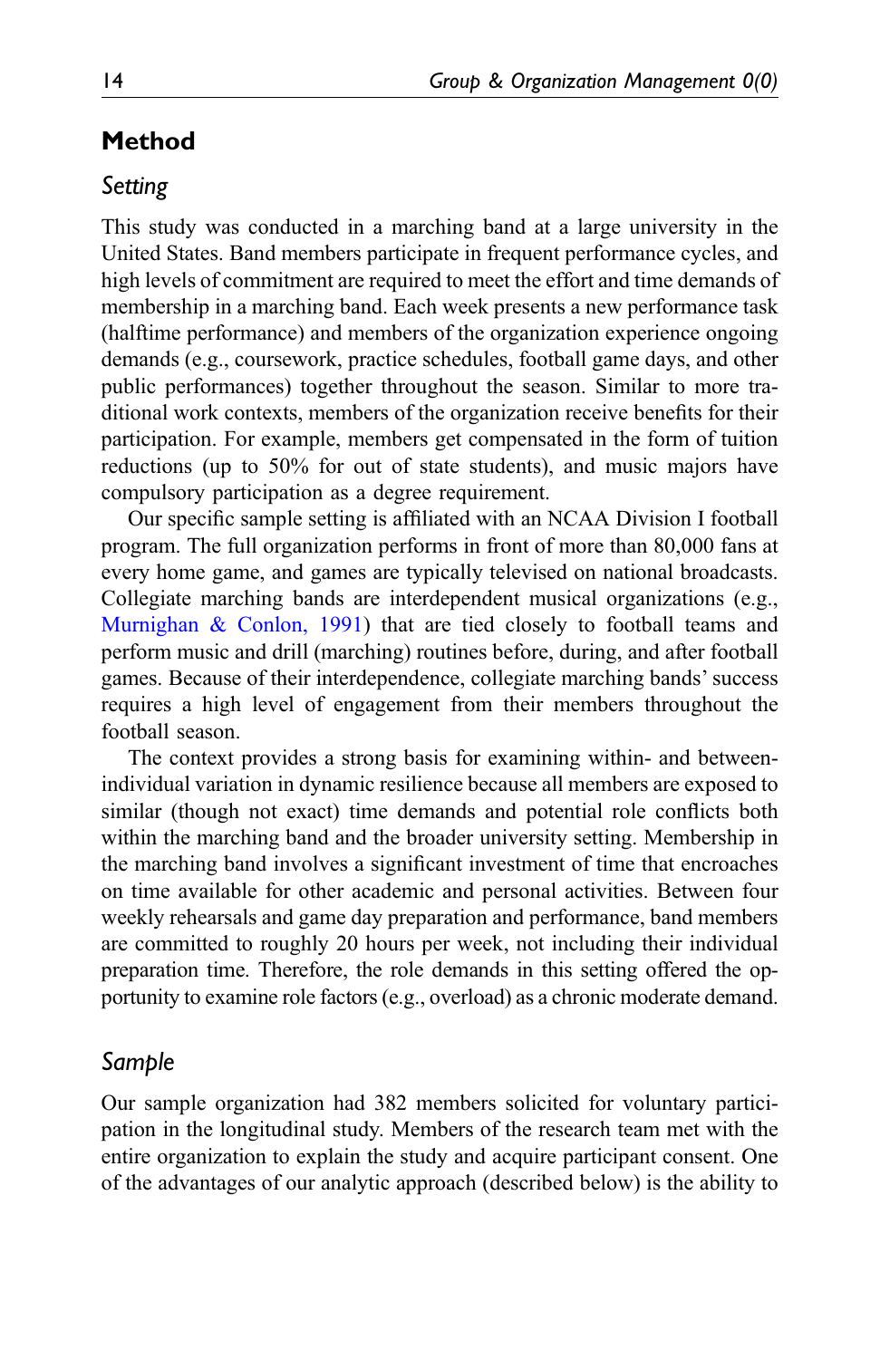## Method

### *Setting*

This study was conducted in a marching band at a large university in the United States. Band members participate in frequent performance cycles, and high levels of commitment are required to meet the effort and time demands of membership in a marching band. Each week presents a new performance task (halftime performance) and members of the organization experience ongoing demands (e.g., coursework, practice schedules, football game days, and other public performances) together throughout the season. Similar to more traditional work contexts, members of the organization receive benefits for their participation. For example, members get compensated in the form of tuition reductions (up to 50% for out of state students), and music majors have compulsory participation as a degree requirement.

Our specific sample setting is affiliated with an NCAA Division I football program. The full organization performs in front of more than 80,000 fans at every home game, and games are typically televised on national broadcasts. Collegiate marching bands are interdependent musical organizations (e.g., Murnighan & Conlon, 1991) that are tied closely to football teams and perform music and drill (marching) routines before, during, and after football games. Because of their interdependence, collegiate marching bands' success requires a high level of engagement from their members throughout the football season.

The context provides a strong basis for examining within- and between-individual variation in dynamic resilience because all members are exposed to similar (though not exact) time demands and potential role conflicts both within the marching band and the broader university setting. Membership in the marching band involves a significant investment of time that encroaches on time available for other academic and personal activities. Between four weekly rehearsals and game day preparation and performance, band members are committed to roughly 20 hours per week, not including their individual preparation time. Therefore, the role demands in this setting offered the opportunity to examine role factors (e.g., overload) as a chronic moderate demand.

### *Sample*

Our sample organization had 382 members solicited for voluntary participation in the longitudinal study. Members of the research team met with the entire organization to explain the study and acquire participant consent. One of the advantages of our analytic approach (described below) is the ability to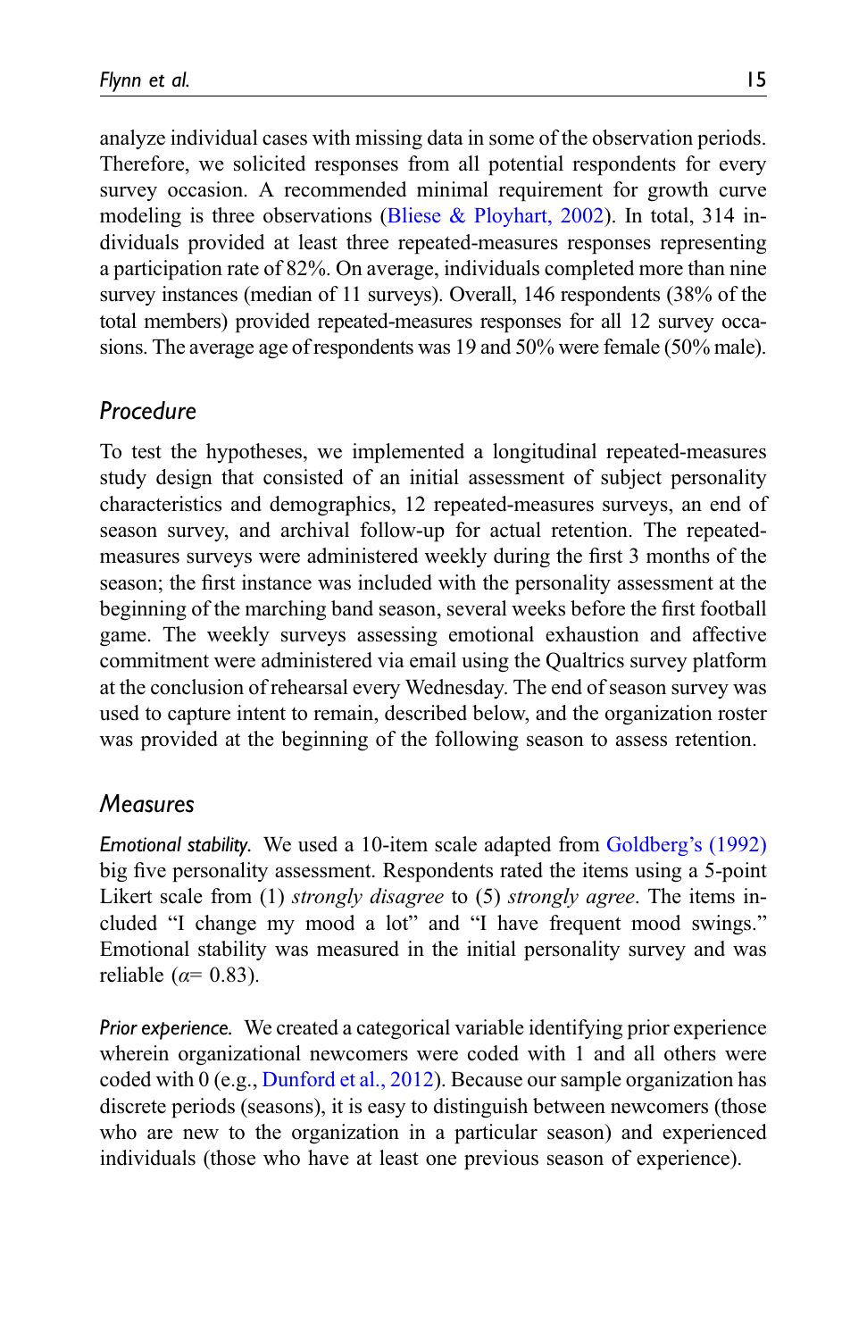analyze individual cases with missing data in some of the observation periods. Therefore, we solicited responses from all potential respondents for every survey occasion. A recommended minimal requirement for growth curve modeling is three observations (Bliese & Ployhart, 2002). In total, 314 individuals provided at least three repeated-measures responses representing a participation rate of 82%. On average, individuals completed more than nine survey instances (median of 11 surveys). Overall, 146 respondents (38% of the total members) provided repeated-measures responses for all 12 survey occasions. The average age of respondents was 19 and 50% were female (50% male).

## Procedure

To test the hypotheses, we implemented a longitudinal repeated-measures study design that consisted of an initial assessment of subject personality characteristics and demographics, 12 repeated-measures surveys, an end of season survey, and archival follow-up for actual retention. The repeated-measures surveys were administered weekly during the first 3 months of the season; the first instance was included with the personality assessment at the beginning of the marching band season, several weeks before the first football game. The weekly surveys assessing emotional exhaustion and affective commitment were administered via email using the Qualtrics survey platform at the conclusion of rehearsal every Wednesday. The end of season survey was used to capture intent to remain, described below, and the organization roster was provided at the beginning of the following season to assess retention.

## Measures

*Emotional stability.* We used a 10-item scale adapted from Goldberg's (1992) big five personality assessment. Respondents rated the items using a 5-point Likert scale from (1) *strongly disagree* to (5) *strongly agree*. The items included "I change my mood a lot" and "I have frequent mood swings." Emotional stability was measured in the initial personality survey and was reliable ($\alpha = 0.83$).

*Prior experience.* We created a categorical variable identifying prior experience wherein organizational newcomers were coded with 1 and all others were coded with 0 (e.g., Dunford et al., 2012). Because our sample organization has discrete periods (seasons), it is easy to distinguish between newcomers (those who are new to the organization in a particular season) and experienced individuals (those who have at least one previous season of experience).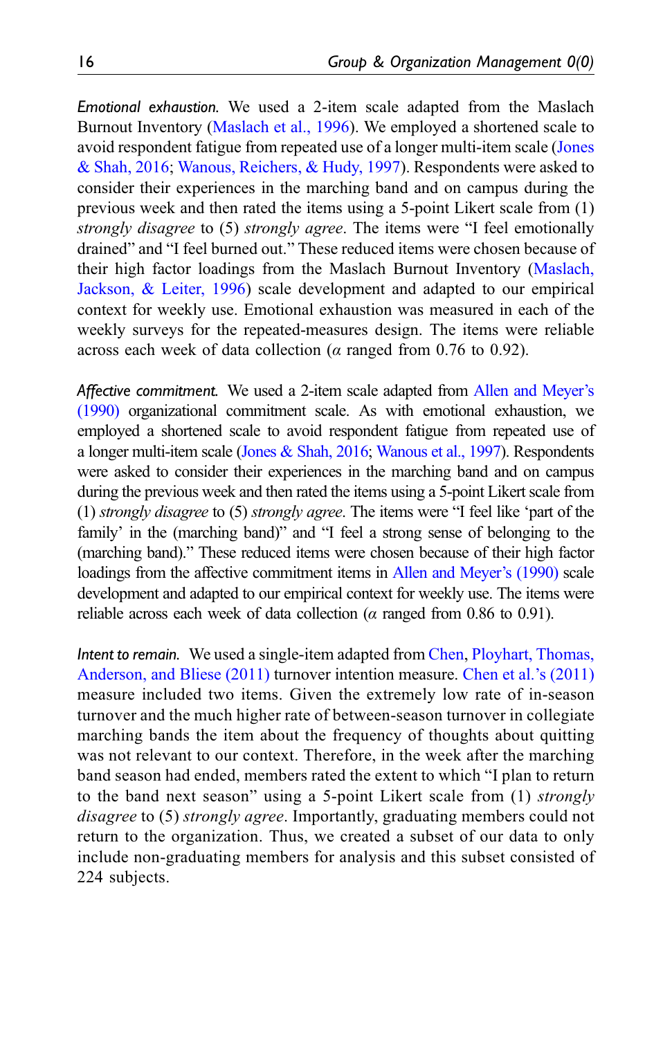*Emotional exhaustion.* We used a 2-item scale adapted from the Maslach Burnout Inventory (Maslach et al., 1996). We employed a shortened scale to avoid respondent fatigue from repeated use of a longer multi-item scale (Jones & Shah, 2016; Wanous, Reichers, & Hudy, 1997). Respondents were asked to consider their experiences in the marching band and on campus during the previous week and then rated the items using a 5-point Likert scale from (1) *strongly disagree* to (5) *strongly agree*. The items were "I feel emotionally drained" and "I feel burned out." These reduced items were chosen because of their high factor loadings from the Maslach Burnout Inventory (Maslach, Jackson, & Leiter, 1996) scale development and adapted to our empirical context for weekly use. Emotional exhaustion was measured in each of the weekly surveys for the repeated-measures design. The items were reliable across each week of data collection ($\alpha$ ranged from 0.76 to 0.92).

*Affective commitment.* We used a 2-item scale adapted from Allen and Meyer's (1990) organizational commitment scale. As with emotional exhaustion, we employed a shortened scale to avoid respondent fatigue from repeated use of a longer multi-item scale (Jones & Shah, 2016; Wanous et al., 1997). Respondents were asked to consider their experiences in the marching band and on campus during the previous week and then rated the items using a 5-point Likert scale from (1) *strongly disagree* to (5) *strongly agree*. The items were "I feel like 'part of the family' in the (marching band)" and "I feel a strong sense of belonging to the (marching band)." These reduced items were chosen because of their high factor loadings from the affective commitment items in Allen and Meyer's (1990) scale development and adapted to our empirical context for weekly use. The items were reliable across each week of data collection ($\alpha$ ranged from 0.86 to 0.91).

*Intent to remain.* We used a single-item adapted from Chen, Ployhart, Thomas, Anderson, and Bliese (2011) turnover intention measure. Chen et al.'s (2011) measure included two items. Given the extremely low rate of in-season turnover and the much higher rate of between-season turnover in collegiate marching bands the item about the frequency of thoughts about quitting was not relevant to our context. Therefore, in the week after the marching band season had ended, members rated the extent to which "I plan to return to the band next season" using a 5-point Likert scale from (1) *strongly disagree* to (5) *strongly agree*. Importantly, graduating members could not return to the organization. Thus, we created a subset of our data to only include non-graduating members for analysis and this subset consisted of 224 subjects.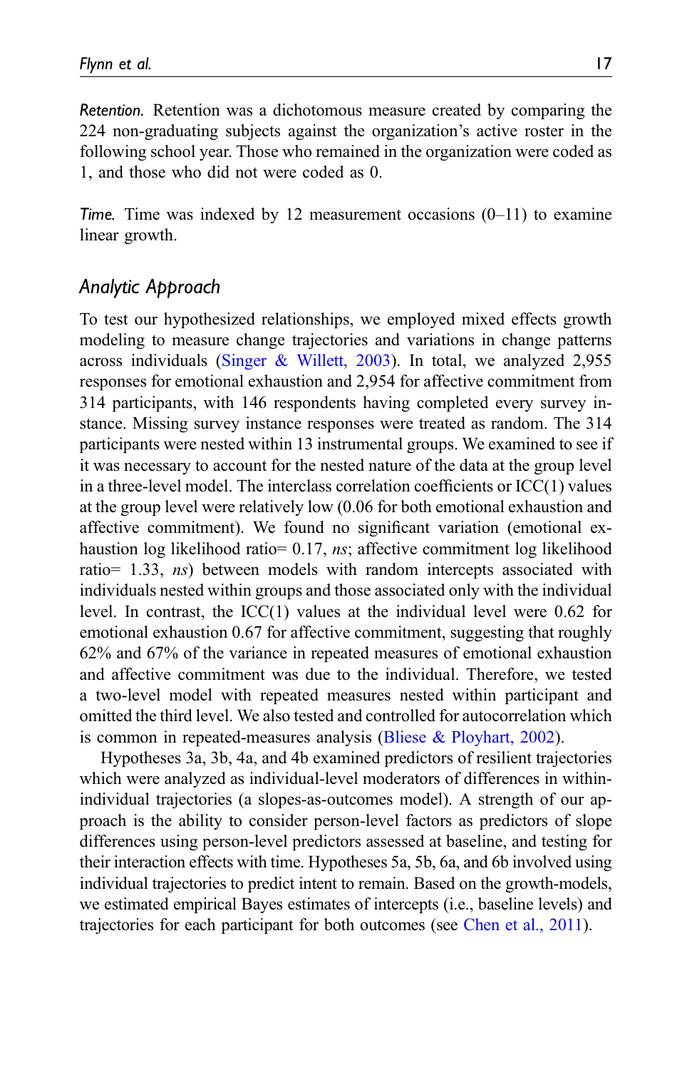*Retention.* Retention was a dichotomous measure created by comparing the 224 non-graduating subjects against the organization's active roster in the following school year. Those who remained in the organization were coded as 1, and those who did not were coded as 0.

*Time.* Time was indexed by 12 measurement occasions (0–11) to examine linear growth.

## Analytic Approach

To test our hypothesized relationships, we employed mixed effects growth modeling to measure change trajectories and variations in change patterns across individuals (Singer & Willett, 2003). In total, we analyzed 2,955 responses for emotional exhaustion and 2,954 for affective commitment from 314 participants, with 146 respondents having completed every survey instance. Missing survey instance responses were treated as random. The 314 participants were nested within 13 instrumental groups. We examined to see if it was necessary to account for the nested nature of the data at the group level in a three-level model. The interclass correlation coefficients or ICC(1) values at the group level were relatively low (0.06 for both emotional exhaustion and affective commitment). We found no significant variation (emotional exhaustion log likelihood ratio= 0.17, *ns*; affective commitment log likelihood ratio= 1.33, *ns*) between models with random intercepts associated with individuals nested within groups and those associated only with the individual level. In contrast, the ICC(1) values at the individual level were 0.62 for emotional exhaustion 0.67 for affective commitment, suggesting that roughly 62% and 67% of the variance in repeated measures of emotional exhaustion and affective commitment was due to the individual. Therefore, we tested a two-level model with repeated measures nested within participant and omitted the third level. We also tested and controlled for autocorrelation which is common in repeated-measures analysis (Bliese & Ployhart, 2002).

Hypotheses 3a, 3b, 4a, and 4b examined predictors of resilient trajectories which were analyzed as individual-level moderators of differences in within-individual trajectories (a slopes-as-outcomes model). A strength of our approach is the ability to consider person-level factors as predictors of slope differences using person-level predictors assessed at baseline, and testing for their interaction effects with time. Hypotheses 5a, 5b, 6a, and 6b involved using individual trajectories to predict intent to remain. Based on the growth-models, we estimated empirical Bayes estimates of intercepts (i.e., baseline levels) and trajectories for each participant for both outcomes (see Chen et al., 2011).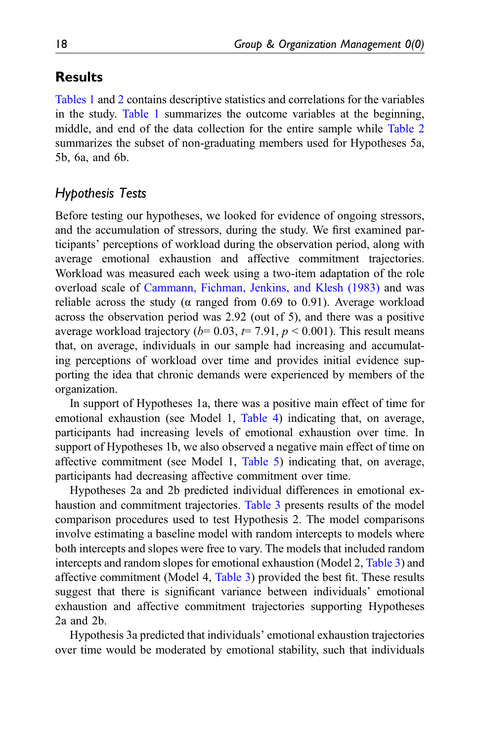## Results

Tables 1 and 2 contains descriptive statistics and correlations for the variables in the study. Table 1 summarizes the outcome variables at the beginning, middle, and end of the data collection for the entire sample while Table 2 summarizes the subset of non-graduating members used for Hypotheses 5a, 5b, 6a, and 6b.

### *Hypothesis Tests*

Before testing our hypotheses, we looked for evidence of ongoing stressors, and the accumulation of stressors, during the study. We first examined participants' perceptions of workload during the observation period, along with average emotional exhaustion and affective commitment trajectories. Workload was measured each week using a two-item adaptation of the role overload scale of Cammann, Fichman, Jenkins, and Klesh (1983) and was reliable across the study (α ranged from 0.69 to 0.91). Average workload across the observation period was 2.92 (out of 5), and there was a positive average workload trajectory ($b = 0.03$, $t = 7.91$, $p < 0.001$). This result means that, on average, individuals in our sample had increasing and accumulating perceptions of workload over time and provides initial evidence supporting the idea that chronic demands were experienced by members of the organization.

In support of Hypotheses 1a, there was a positive main effect of time for emotional exhaustion (see Model 1, Table 4) indicating that, on average, participants had increasing levels of emotional exhaustion over time. In support of Hypotheses 1b, we also observed a negative main effect of time on affective commitment (see Model 1, Table 5) indicating that, on average, participants had decreasing affective commitment over time.

Hypotheses 2a and 2b predicted individual differences in emotional exhaustion and commitment trajectories. Table 3 presents results of the model comparison procedures used to test Hypothesis 2. The model comparisons involve estimating a baseline model with random intercepts to models where both intercepts and slopes were free to vary. The models that included random intercepts and random slopes for emotional exhaustion (Model 2, Table 3) and affective commitment (Model 4, Table 3) provided the best fit. These results suggest that there is significant variance between individuals' emotional exhaustion and affective commitment trajectories supporting Hypotheses 2a and 2b.

Hypothesis 3a predicted that individuals' emotional exhaustion trajectories over time would be moderated by emotional stability, such that individuals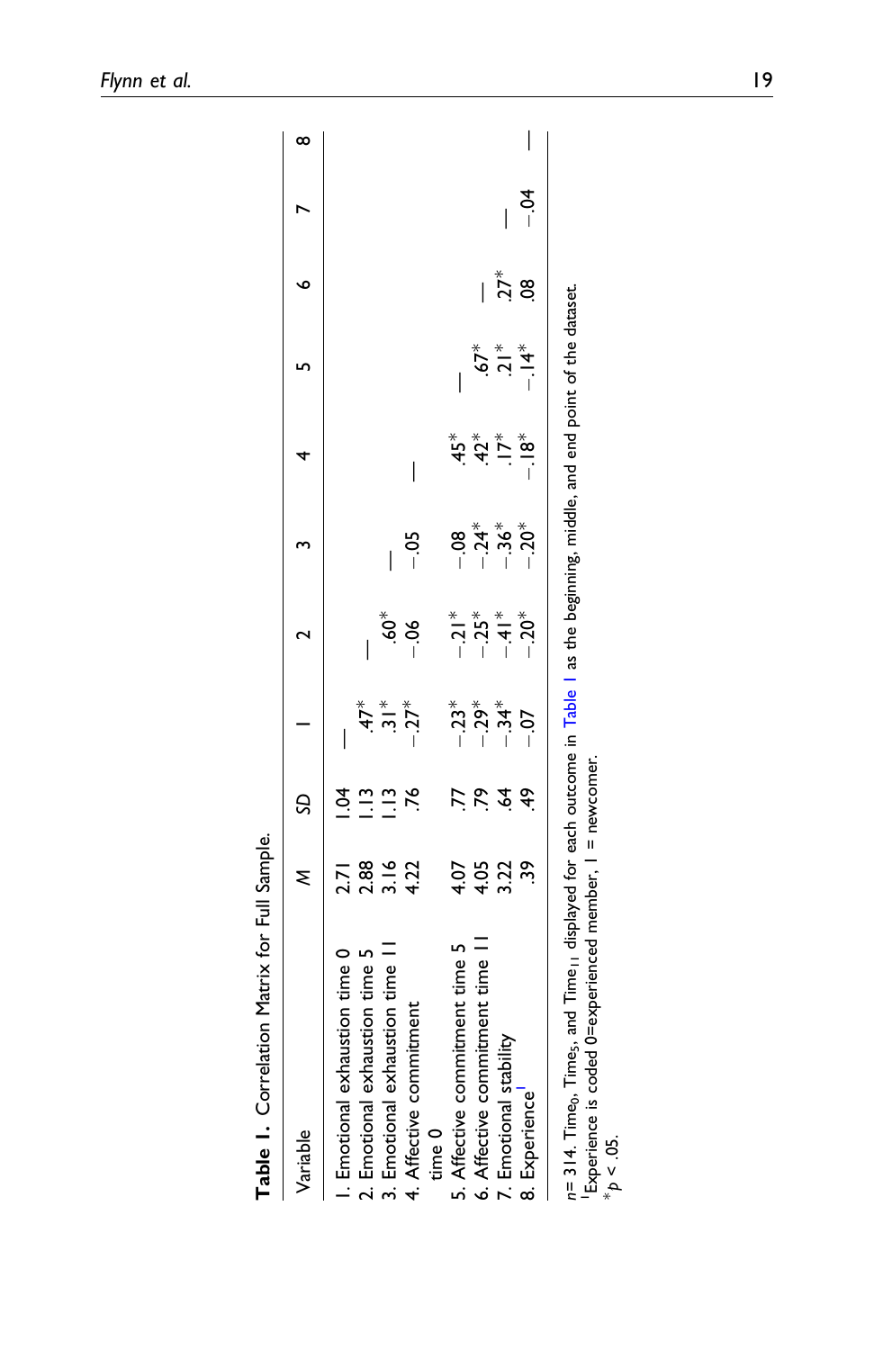**Table 1.** Correlation Matrix for Full Sample.

| Variable | *M* | *SD* | 1 | 2 | 3 | 4 | 5 | 6 | 7 | 8 |
|---|---|---|---|---|---|---|---|---|---|---|
| 1. Emotional exhaustion time 0 | 2.71 | 1.04 | — | | | | | | | |
| 2. Emotional exhaustion time 5 | 2.88 | 1.13 | .47* | — | | | | | | |
| 3. Emotional exhaustion time 11 | 3.16 | 1.13 | .31* | .60* | — | | | | | |
| 4. Affective commitment time 0 | 4.22 | .76 | −.27* | −.06 | −.05 | — | | | | |
| 5. Affective commitment time 5 | 4.07 | .77 | −.23* | −.21* | −.08 | .45* | — | | | |
| 6. Affective commitment time 11 | 4.05 | .79 | −.29* | −.25* | −.24* | .42* | .67* | — | | |
| 7. Emotional stability | 3.22 | .64 | −.34* | −.41* | −.36* | .17* | .21* | .27* | — | |
| 8. Experience[1] | .39 | .49 | −.07 | −.20* | −.20* | −.18* | −.14* | .08 | −.04 | — |

$n = 314$. $Time_0$, $Time_5$, and $Time_{11}$ displayed for each outcome in Table 1 as the beginning, middle, and end point of the dataset.
[1]Experience is coded 0=experienced member, 1 = newcomer.
*$p < .05$.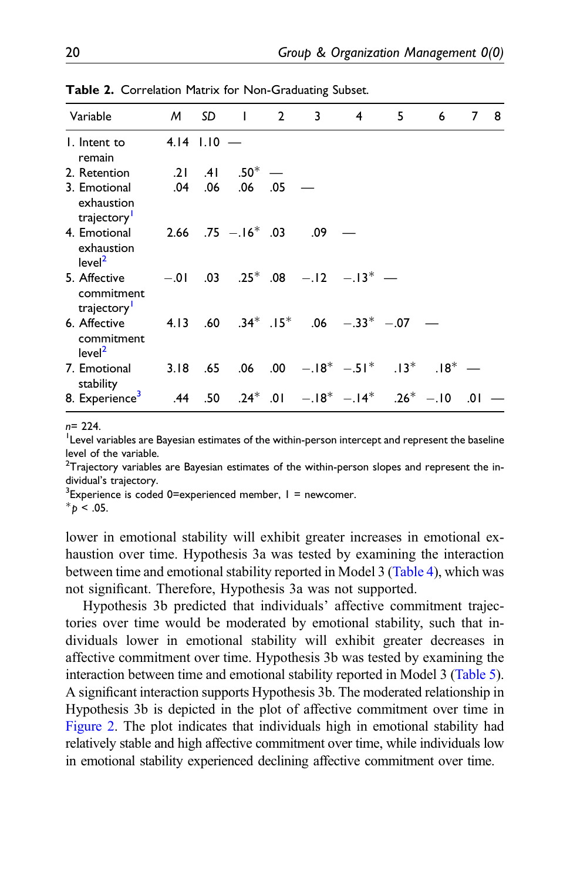**Table 2.** Correlation Matrix for Non-Graduating Subset.

| Variable | M | SD | 1 | 2 | 3 | 4 | 5 | 6 | 7 | 8 |
|---|---|---|---|---|---|---|---|---|---|---|
| 1. Intent to remain | 4.14 | 1.10 | — | | | | | | | |
| 2. Retention | .21 | .41 | .50* | — | | | | | | |
| 3. Emotional exhaustion trajectory[1] | .04 | .06 | .06 | .05 | — | | | | | |
| 4. Emotional exhaustion level[2] | 2.66 | .75 | −.16* | .03 | .09 | — | | | | |
| 5. Affective commitment trajectory[1] | −.01 | .03 | .25* | .08 | −.12 | −.13* | — | | | |
| 6. Affective commitment level[2] | 4.13 | .60 | .34* | .15* | .06 | −.33* | −.07 | — | | |
| 7. Emotional stability | 3.18 | .65 | .06 | .00 | −.18* | −.51* | .13* | .18* | — | |
| 8. Experience[3] | .44 | .50 | .24* | .01 | −.18* | −.14* | .26* | −.10 | .01 | — |

$n = 224$.
[1]Level variables are Bayesian estimates of the within-person intercept and represent the baseline level of the variable.
[2]Trajectory variables are Bayesian estimates of the within-person slopes and represent the individual's trajectory.
[3]Experience is coded 0=experienced member, 1 = newcomer.
$^{*}p < .05$.

lower in emotional stability will exhibit greater increases in emotional exhaustion over time. Hypothesis 3a was tested by examining the interaction between time and emotional stability reported in Model 3 (Table 4), which was not significant. Therefore, Hypothesis 3a was not supported.

Hypothesis 3b predicted that individuals' affective commitment trajectories over time would be moderated by emotional stability, such that individuals lower in emotional stability will exhibit greater decreases in affective commitment over time. Hypothesis 3b was tested by examining the interaction between time and emotional stability reported in Model 3 (Table 5). A significant interaction supports Hypothesis 3b. The moderated relationship in Hypothesis 3b is depicted in the plot of affective commitment over time in Figure 2. The plot indicates that individuals high in emotional stability had relatively stable and high affective commitment over time, while individuals low in emotional stability experienced declining affective commitment over time.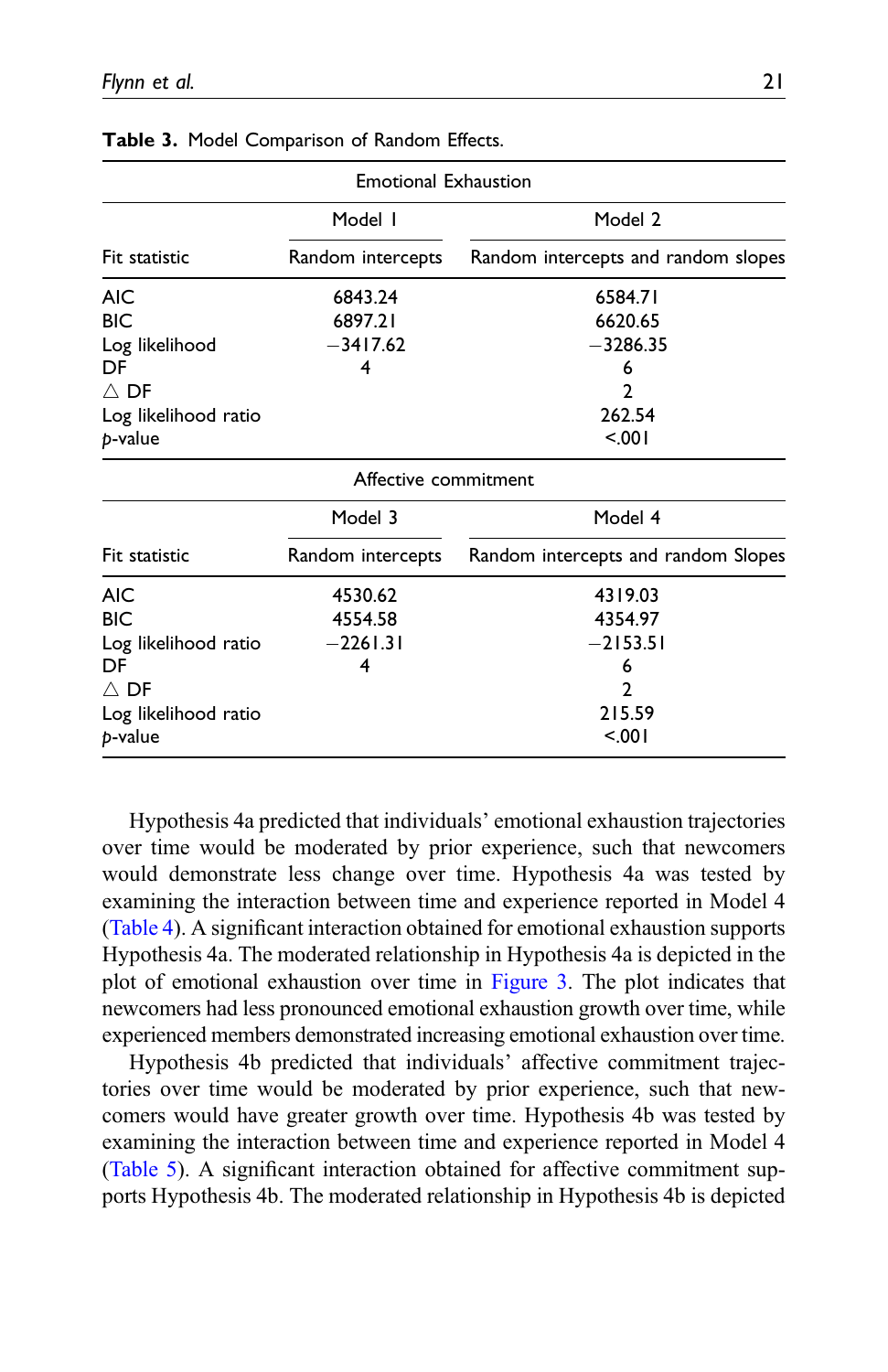**Table 3.** Model Comparison of Random Effects.

| Emotional Exhaustion | | |
|---|---|---|
| | Model 1 | Model 2 |
| Fit statistic | Random intercepts | Random intercepts and random slopes |
| AIC | 6843.24 | 6584.71 |
| BIC | 6897.21 | 6620.65 |
| Log likelihood | −3417.62 | −3286.35 |
| DF | 4 | 6 |
| △ DF | | 2 |
| Log likelihood ratio | | 262.54 |
| *p*-value | | <.001 |
| **Affective commitment** | | |
| | Model 3 | Model 4 |
| Fit statistic | Random intercepts | Random intercepts and random Slopes |
| AIC | 4530.62 | 4319.03 |
| BIC | 4554.58 | 4354.97 |
| Log likelihood ratio | −2261.31 | −2153.51 |
| DF | 4 | 6 |
| △ DF | | 2 |
| Log likelihood ratio | | 215.59 |
| *p*-value | | <.001 |

Hypothesis 4a predicted that individuals' emotional exhaustion trajectories over time would be moderated by prior experience, such that newcomers would demonstrate less change over time. Hypothesis 4a was tested by examining the interaction between time and experience reported in Model 4 (Table 4). A significant interaction obtained for emotional exhaustion supports Hypothesis 4a. The moderated relationship in Hypothesis 4a is depicted in the plot of emotional exhaustion over time in Figure 3. The plot indicates that newcomers had less pronounced emotional exhaustion growth over time, while experienced members demonstrated increasing emotional exhaustion over time.

Hypothesis 4b predicted that individuals' affective commitment trajectories over time would be moderated by prior experience, such that newcomers would have greater growth over time. Hypothesis 4b was tested by examining the interaction between time and experience reported in Model 4 (Table 5). A significant interaction obtained for affective commitment supports Hypothesis 4b. The moderated relationship in Hypothesis 4b is depicted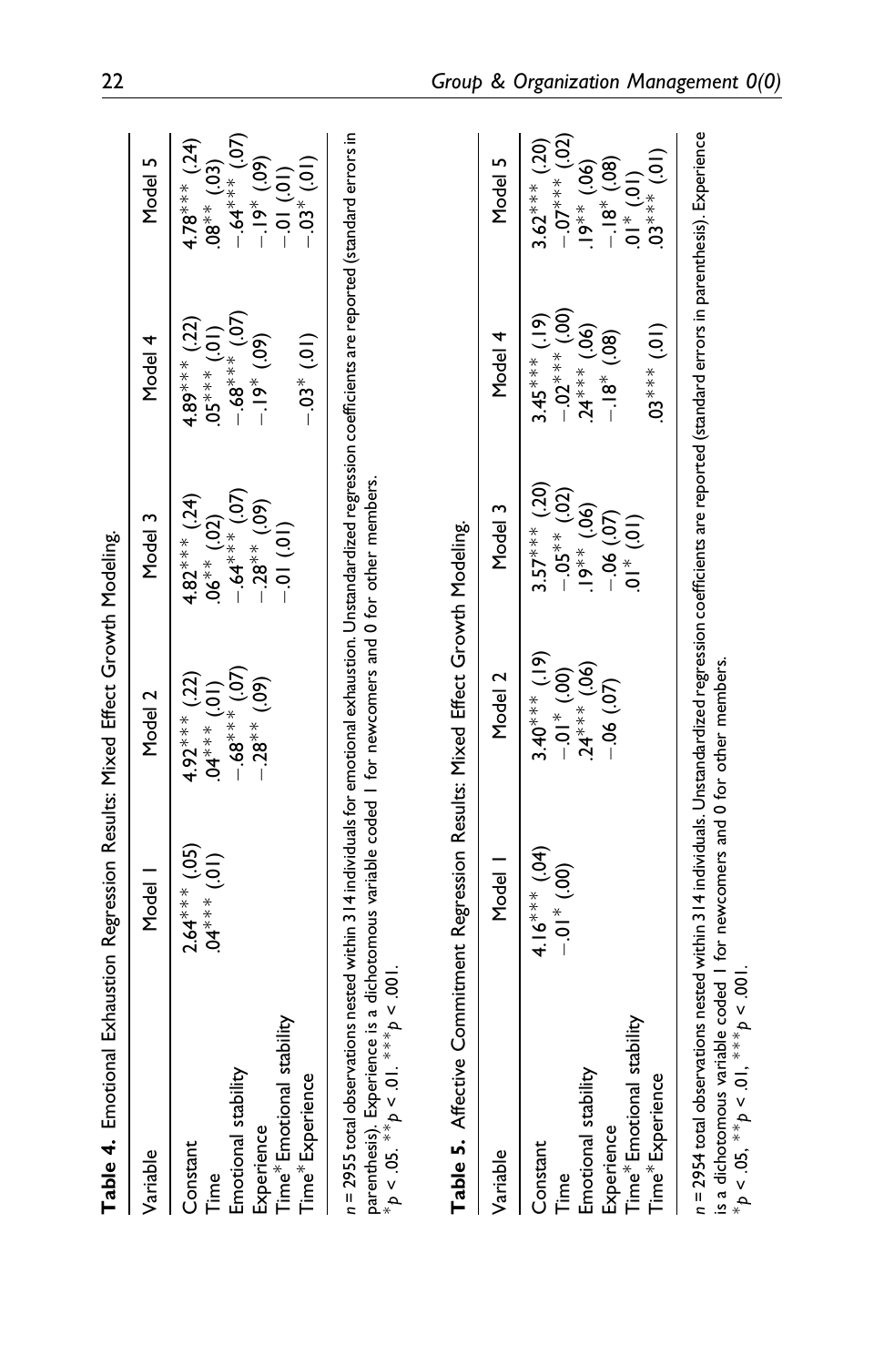**Table 4.** Emotional Exhaustion Regression Results: Mixed Effect Growth Modeling.

| Variable | Model 1 | Model 2 | Model 3 | Model 4 | Model 5 |
|---|---|---|---|---|---|
| Constant | 2.64*** (.05) | 4.92*** (.22) | 4.82*** (.24) | 4.89*** (.22) | 4.78*** (.24) |
| Time | .04*** (.01) | .04*** (.01) | .06** (.02) | .05*** (.01) | .08** (.03) |
| Emotional stability | | −.68*** (.07) | −.64*** (.07) | −.68*** (.07) | −.64*** (.07) |
| Experience | | −.28** (.09) | −.28** (.09) | −.19* (.09) | −.19* (.09) |
| Time*Emotional stability | | | −.01 (.01) | | −.01 (.01) |
| Time*Experience | | | | −.03* (.01) | −.03* (.01) |

*n* = 2955 total observations nested within 314 individuals for emotional exhaustion. Unstandardized regression coefficients are reported (standard errors in parenthesis). Experience is a dichotomous variable coded 1 for newcomers and 0 for other members.
\*$p < .05$. \*\*$p < .01$. \*\*\*$p < .001$.

**Table 5.** Affective Commitment Regression Results: Mixed Effect Growth Modeling.

| Variable | Model 1 | Model 2 | Model 3 | Model 4 | Model 5 |
|---|---|---|---|---|---|
| Constant | 4.16*** (.04) | 3.40*** (.19) | 3.57*** (.20) | 3.45*** (.19) | 3.62*** (.20) |
| Time | −.01* (.00) | −.01* (.00) | −.05** (.02) | −.02*** (.00) | −.07*** (.02) |
| Emotional stability | | .24*** (.06) | .19** (.06) | .24*** (.06) | .19** (.06) |
| Experience | | −.06 (.07) | −.06 (.07) | −.18* (.08) | −.18* (.08) |
| Time*Emotional stability | | | .01* (.01) | | .01* (.01) |
| Time*Experience | | | | .03*** (.01) | .03*** (.01) |

*n* = 2954 total observations nested within 314 individuals. Unstandardized regression coefficients are reported (standard errors in parenthesis). Experience is a dichotomous variable coded 1 for newcomers and 0 for other members.
\*$p < .05$, \*\*$p < .01$, \*\*\*$p < .001$.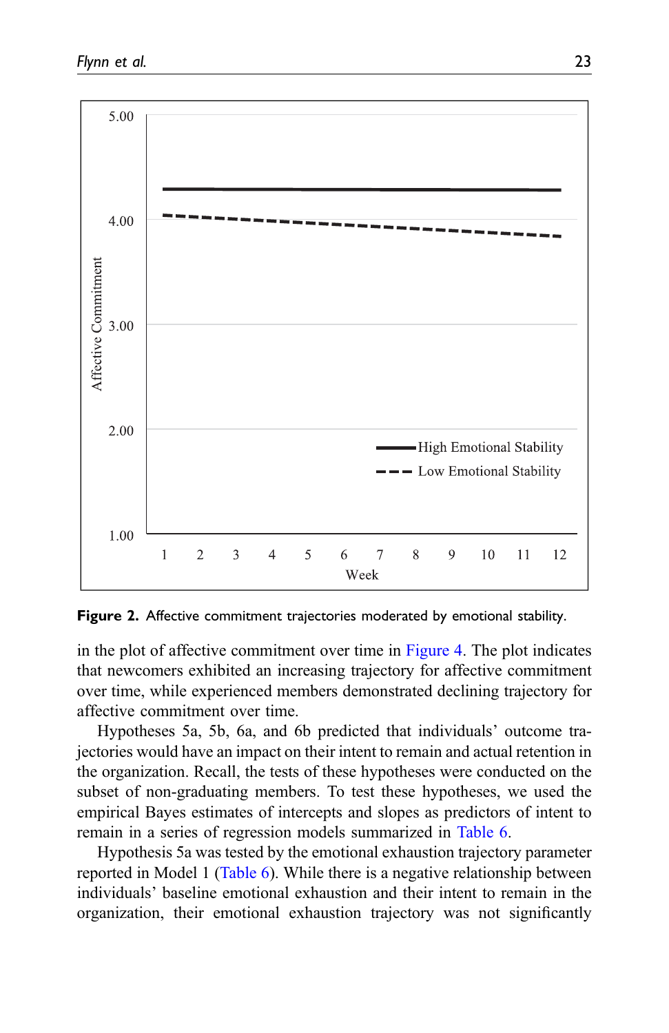**Figure 2.** Affective commitment trajectories moderated by emotional stability.

in the plot of affective commitment over time in Figure 4. The plot indicates that newcomers exhibited an increasing trajectory for affective commitment over time, while experienced members demonstrated declining trajectory for affective commitment over time.

Hypotheses 5a, 5b, 6a, and 6b predicted that individuals' outcome trajectories would have an impact on their intent to remain and actual retention in the organization. Recall, the tests of these hypotheses were conducted on the subset of non-graduating members. To test these hypotheses, we used the empirical Bayes estimates of intercepts and slopes as predictors of intent to remain in a series of regression models summarized in Table 6.

Hypothesis 5a was tested by the emotional exhaustion trajectory parameter reported in Model 1 (Table 6). While there is a negative relationship between individuals' baseline emotional exhaustion and their intent to remain in the organization, their emotional exhaustion trajectory was not significantly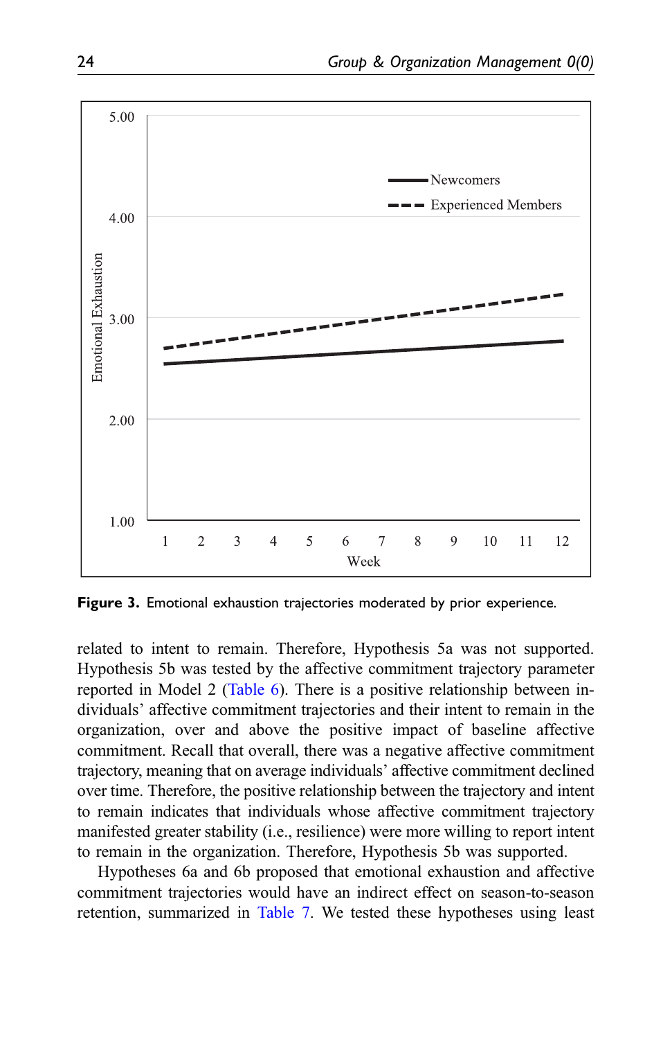**Figure 3.** Emotional exhaustion trajectories moderated by prior experience.

related to intent to remain. Therefore, Hypothesis 5a was not supported. Hypothesis 5b was tested by the affective commitment trajectory parameter reported in Model 2 (Table 6). There is a positive relationship between individuals' affective commitment trajectories and their intent to remain in the organization, over and above the positive impact of baseline affective commitment. Recall that overall, there was a negative affective commitment trajectory, meaning that on average individuals' affective commitment declined over time. Therefore, the positive relationship between the trajectory and intent to remain indicates that individuals whose affective commitment trajectory manifested greater stability (i.e., resilience) were more willing to report intent to remain in the organization. Therefore, Hypothesis 5b was supported.

Hypotheses 6a and 6b proposed that emotional exhaustion and affective commitment trajectories would have an indirect effect on season-to-season retention, summarized in Table 7. We tested these hypotheses using least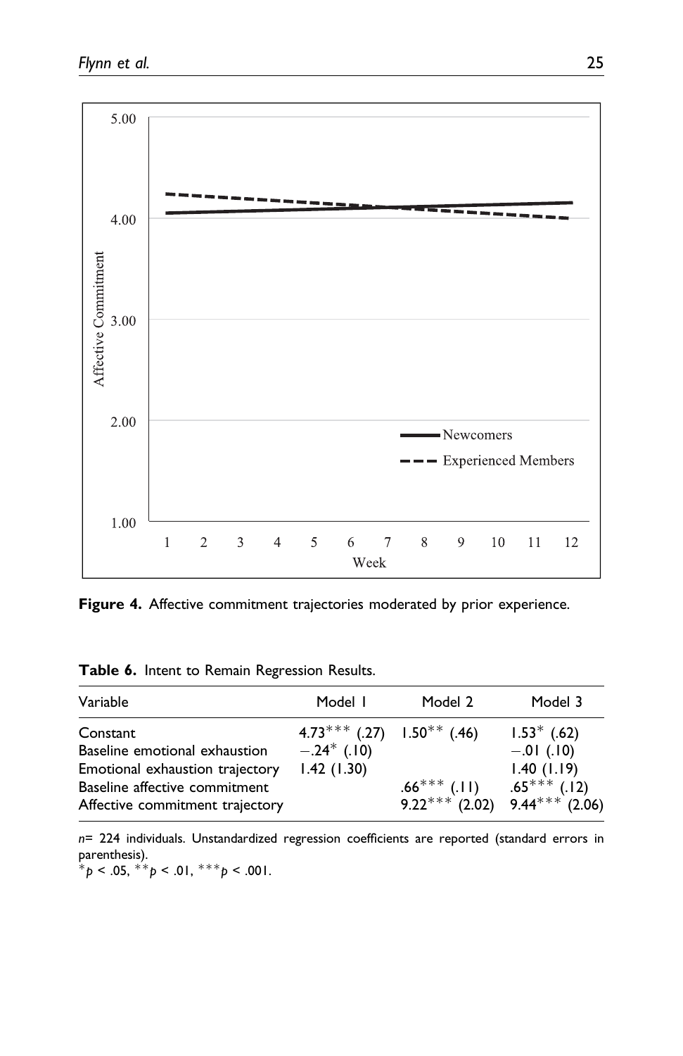**Figure 4.** Affective commitment trajectories moderated by prior experience.

**Table 6.** Intent to Remain Regression Results.

| Variable | Model 1 | Model 2 | Model 3 |
|---|---|---|---|
| Constant | 4.73*** (.27) | 1.50** (.46) | 1.53* (.62) |
| Baseline emotional exhaustion | −.24* (.10) | | −.01 (.10) |
| Emotional exhaustion trajectory | 1.42 (1.30) | | 1.40 (1.19) |
| Baseline affective commitment | | .66*** (.11) | .65*** (.12) |
| Affective commitment trajectory | | 9.22*** (2.02) | 9.44*** (2.06) |

$n$= 224 individuals. Unstandardized regression coefficients are reported (standard errors in parenthesis).
$^{*}p < .05$, $^{**}p < .01$, $^{***}p < .001$.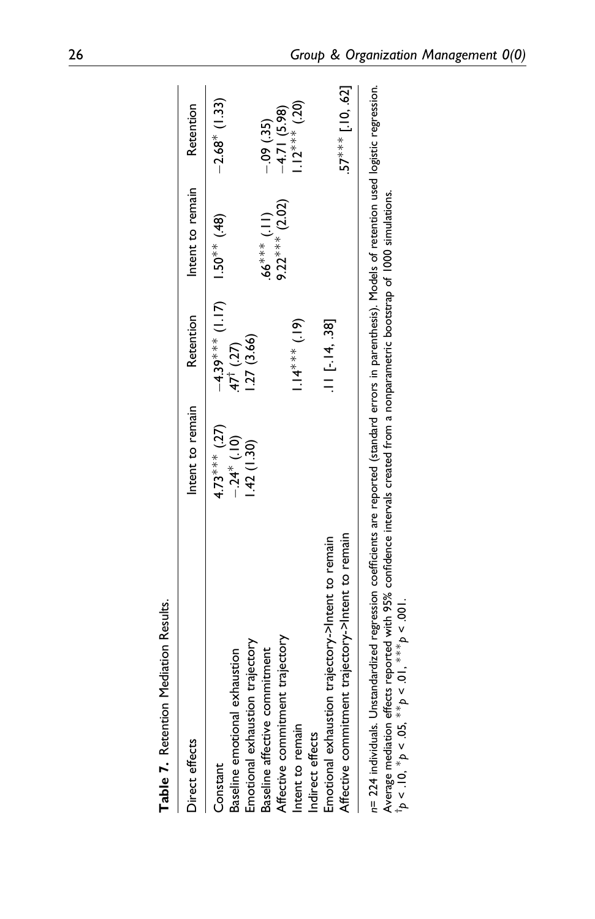**Table 7.** Retention Mediation Results.

| Direct effects | Intent to remain | Retention | Intent to remain | Retention |
|---|---|---|---|---|
| Constant | 4.73*** (.27) | −4.39*** (1.17) | 1.50** (.48) | −2.68* (1.33) |
| Baseline emotional exhaustion | −.24* (.10) | .47† (.27) | | |
| Emotional exhaustion trajectory | 1.42 (1.30) | 1.27 (3.66) | | |
| Baseline affective commitment | | | .66*** (.11) | −.09 (.35) |
| Affective commitment trajectory | | | 9.22*** (2.02) | −4.71 (5.98) |
| Intent to remain | | 1.14*** (.19) | | 1.12*** (.20) |
| Indirect effects | | | | |
| Emotional exhaustion trajectory->Intent to remain | | .11 [-.14, .38] | | |
| Affective commitment trajectory->Intent to remain | | | | .57*** [.10, .62] |

*n*= 224 individuals. Unstandardized regression coefficients are reported (standard errors in parenthesis). Models of retention used logistic regression. Average mediation effects reported with 95% confidence intervals created from a nonparametric bootstrap of 1000 simulations.
†$p < .10$, *$p < .05$, **$p < .01$, ***$p < .001$.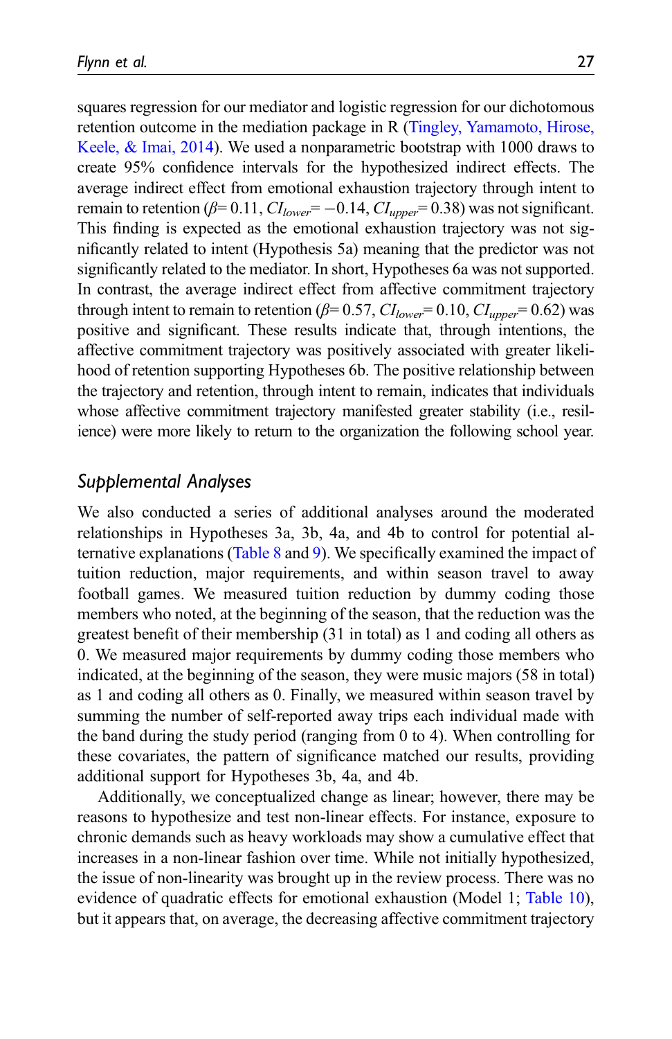squares regression for our mediator and logistic regression for our dichotomous retention outcome in the mediation package in R (Tingley, Yamamoto, Hirose, Keele, & Imai, 2014). We used a nonparametric bootstrap with 1000 draws to create 95% confidence intervals for the hypothesized indirect effects. The average indirect effect from emotional exhaustion trajectory through intent to remain to retention ($\beta$= 0.11, $CI_{lower}$= −0.14, $CI_{upper}$= 0.38) was not significant. This finding is expected as the emotional exhaustion trajectory was not significantly related to intent (Hypothesis 5a) meaning that the predictor was not significantly related to the mediator. In short, Hypotheses 6a was not supported. In contrast, the average indirect effect from affective commitment trajectory through intent to remain to retention ($\beta$= 0.57, $CI_{lower}$= 0.10, $CI_{upper}$= 0.62) was positive and significant. These results indicate that, through intentions, the affective commitment trajectory was positively associated with greater likelihood of retention supporting Hypotheses 6b. The positive relationship between the trajectory and retention, through intent to remain, indicates that individuals whose affective commitment trajectory manifested greater stability (i.e., resilience) were more likely to return to the organization the following school year.

## *Supplemental Analyses*

We also conducted a series of additional analyses around the moderated relationships in Hypotheses 3a, 3b, 4a, and 4b to control for potential alternative explanations (Table 8 and 9). We specifically examined the impact of tuition reduction, major requirements, and within season travel to away football games. We measured tuition reduction by dummy coding those members who noted, at the beginning of the season, that the reduction was the greatest benefit of their membership (31 in total) as 1 and coding all others as 0. We measured major requirements by dummy coding those members who indicated, at the beginning of the season, they were music majors (58 in total) as 1 and coding all others as 0. Finally, we measured within season travel by summing the number of self-reported away trips each individual made with the band during the study period (ranging from 0 to 4). When controlling for these covariates, the pattern of significance matched our results, providing additional support for Hypotheses 3b, 4a, and 4b.

Additionally, we conceptualized change as linear; however, there may be reasons to hypothesize and test non-linear effects. For instance, exposure to chronic demands such as heavy workloads may show a cumulative effect that increases in a non-linear fashion over time. While not initially hypothesized, the issue of non-linearity was brought up in the review process. There was no evidence of quadratic effects for emotional exhaustion (Model 1; Table 10), but it appears that, on average, the decreasing affective commitment trajectory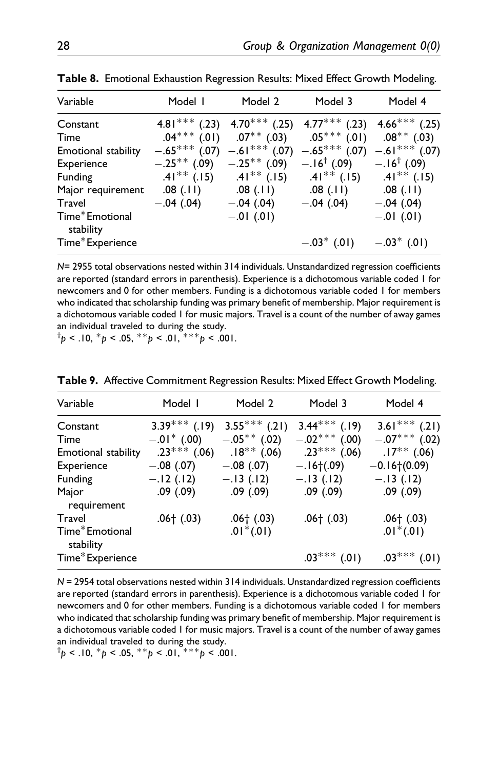**Table 8.** Emotional Exhaustion Regression Results: Mixed Effect Growth Modeling.

| Variable | Model 1 | Model 2 | Model 3 | Model 4 |
|---|---|---|---|---|
| Constant | 4.81*** (.23) | 4.70*** (.25) | 4.77*** (.23) | 4.66*** (.25) |
| Time | .04*** (.01) | .07** (.03) | .05*** (.01) | .08** (.03) |
| Emotional stability | −.65*** (.07) | −.61*** (.07) | −.65*** (.07) | −.61*** (.07) |
| Experience | −.25** (.09) | −.25** (.09) | −.16† (.09) | −.16† (.09) |
| Funding | .41** (.15) | .41** (.15) | .41** (.15) | .41** (.15) |
| Major requirement | .08 (.11) | .08 (.11) | .08 (.11) | .08 (.11) |
| Travel | −.04 (.04) | −.04 (.04) | −.04 (.04) | −.04 (.04) |
| Time*Emotional stability | | −.01 (.01) | | −.01 (.01) |
| Time*Experience | | | −.03* (.01) | −.03* (.01) |

*N*= 2955 total observations nested within 314 individuals. Unstandardized regression coefficients are reported (standard errors in parenthesis). Experience is a dichotomous variable coded 1 for newcomers and 0 for other members. Funding is a dichotomous variable coded 1 for members who indicated that scholarship funding was primary benefit of membership. Major requirement is a dichotomous variable coded 1 for music majors. Travel is a count of the number of away games an individual traveled to during the study.
†$p < .10$, *$p < .05$, **$p < .01$, ***$p < .001$.

**Table 9.** Affective Commitment Regression Results: Mixed Effect Growth Modeling.

| Variable | Model 1 | Model 2 | Model 3 | Model 4 |
|---|---|---|---|---|
| Constant | 3.39*** (.19) | 3.55*** (.21) | 3.44*** (.19) | 3.61*** (.21) |
| Time | −.01* (.00) | −.05** (.02) | −.02*** (.00) | −.07*** (.02) |
| Emotional stability | .23*** (.06) | .18** (.06) | .23*** (.06) | .17** (.06) |
| Experience | −.08 (.07) | −.08 (.07) | −.16†(.09) | −0.16†(0.09) |
| Funding | −.12 (.12) | −.13 (.12) | −.13 (.12) | −.13 (.12) |
| Major requirement | .09 (.09) | .09 (.09) | .09 (.09) | .09 (.09) |
| Travel | .06† (.03) | .06† (.03) | .06† (.03) | .06† (.03) |
| Time*Emotional stability | | .01*(.01) | | .01*(.01) |
| Time*Experience | | | .03*** (.01) | .03*** (.01) |

*N* = 2954 total observations nested within 314 individuals. Unstandardized regression coefficients are reported (standard errors in parenthesis). Experience is a dichotomous variable coded 1 for newcomers and 0 for other members. Funding is a dichotomous variable coded 1 for members who indicated that scholarship funding was primary benefit of membership. Major requirement is a dichotomous variable coded 1 for music majors. Travel is a count of the number of away games an individual traveled to during the study.
†$p < .10$, *$p < .05$, **$p < .01$, ***$p < .001$.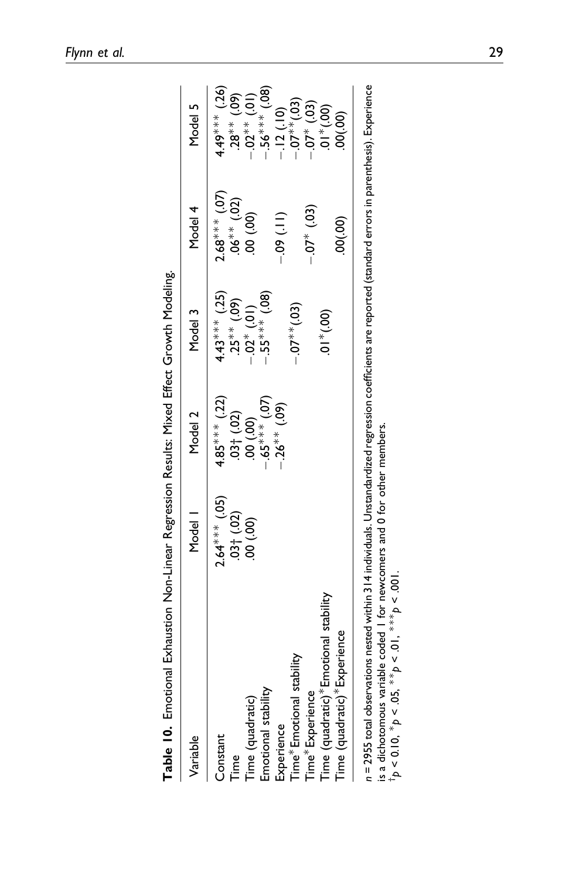**Table 10.** Emotional Exhaustion Non-Linear Regression Results: Mixed Effect Growth Modeling.

| Variable | Model 1 | Model 2 | Model 3 | Model 4 | Model 5 |
|---|---|---|---|---|---|
| Constant | 2.64*** (.05) | 4.85*** (.22) | 4.43*** (.25) | 2.68*** (.07) | 4.49*** (.26) |
| Time | .03† (.02) | .03† (.02) | .25** (.09) | .06** (.02) | .28** (.09) |
| Time (quadratic) | .00 (.00) | .00 (.00) | −.02* (.01) | .00 (.00) | −.02** (.01) |
| Emotional stability | | −.65*** (.07) | −.55*** (.08) | | −.56*** (.08) |
| Experience | | −.26** (.09) | | −.09 (.11) | −.12 (.10) |
| Time*Emotional stability | | | −.07** (.03) | | −.07** (.03) |
| Time*Experience | | | | −.07* (.03) | −.07* (.03) |
| Time (quadratic)*Emotional stability | | | .01* (.00) | | .01* (.00) |
| Time (quadratic)*Experience | | | | .00(.00) | .00(.00) |

$n$ = 2955 total observations nested within 314 individuals. Unstandardized regression coefficients are reported (standard errors in parenthesis). Experience is a dichotomous variable coded 1 for newcomers and 0 for other members.
†$p$ < 0.10, *$p$ < .05, **$p$ < .01, ***$p$ < .001.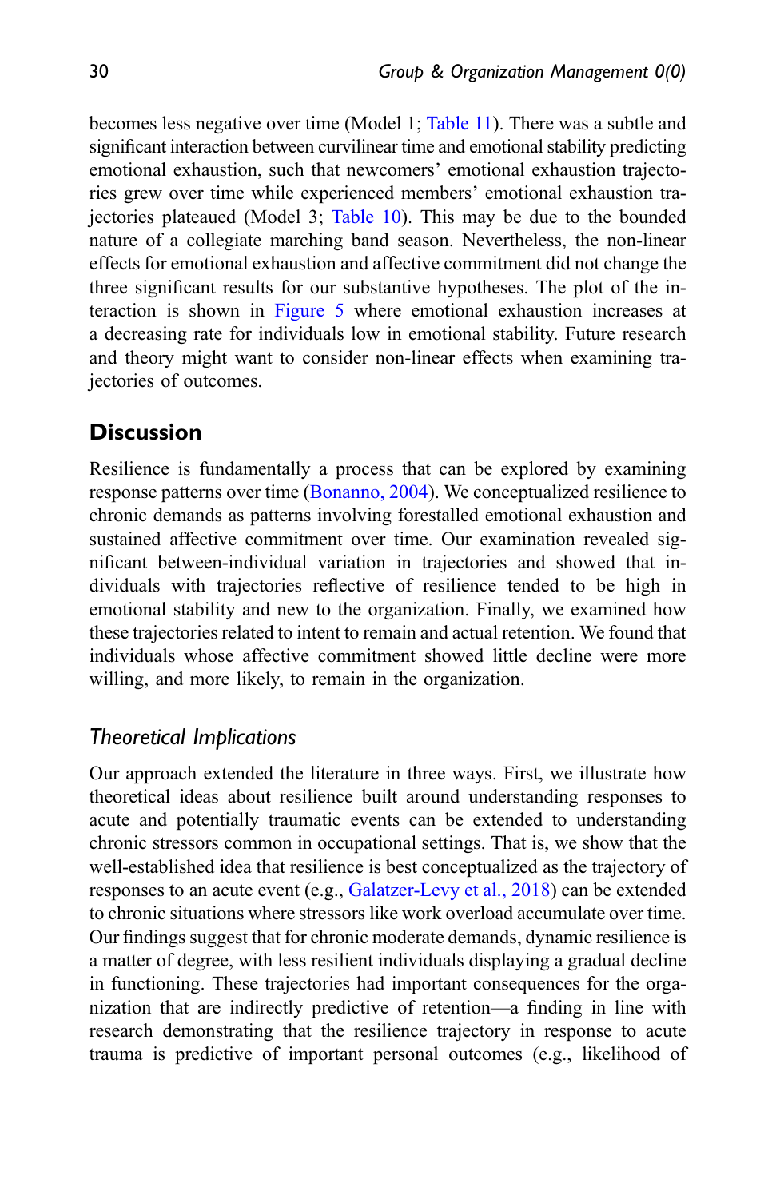becomes less negative over time (Model 1; Table 11). There was a subtle and significant interaction between curvilinear time and emotional stability predicting emotional exhaustion, such that newcomers' emotional exhaustion trajectories grew over time while experienced members' emotional exhaustion trajectories plateaued (Model 3; Table 10). This may be due to the bounded nature of a collegiate marching band season. Nevertheless, the non-linear effects for emotional exhaustion and affective commitment did not change the three significant results for our substantive hypotheses. The plot of the interaction is shown in Figure 5 where emotional exhaustion increases at a decreasing rate for individuals low in emotional stability. Future research and theory might want to consider non-linear effects when examining trajectories of outcomes.

## Discussion

Resilience is fundamentally a process that can be explored by examining response patterns over time (Bonanno, 2004). We conceptualized resilience to chronic demands as patterns involving forestalled emotional exhaustion and sustained affective commitment over time. Our examination revealed significant between-individual variation in trajectories and showed that individuals with trajectories reflective of resilience tended to be high in emotional stability and new to the organization. Finally, we examined how these trajectories related to intent to remain and actual retention. We found that individuals whose affective commitment showed little decline were more willing, and more likely, to remain in the organization.

### *Theoretical Implications*

Our approach extended the literature in three ways. First, we illustrate how theoretical ideas about resilience built around understanding responses to acute and potentially traumatic events can be extended to understanding chronic stressors common in occupational settings. That is, we show that the well-established idea that resilience is best conceptualized as the trajectory of responses to an acute event (e.g., Galatzer-Levy et al., 2018) can be extended to chronic situations where stressors like work overload accumulate over time. Our findings suggest that for chronic moderate demands, dynamic resilience is a matter of degree, with less resilient individuals displaying a gradual decline in functioning. These trajectories had important consequences for the organization that are indirectly predictive of retention—a finding in line with research demonstrating that the resilience trajectory in response to acute trauma is predictive of important personal outcomes (e.g., likelihood of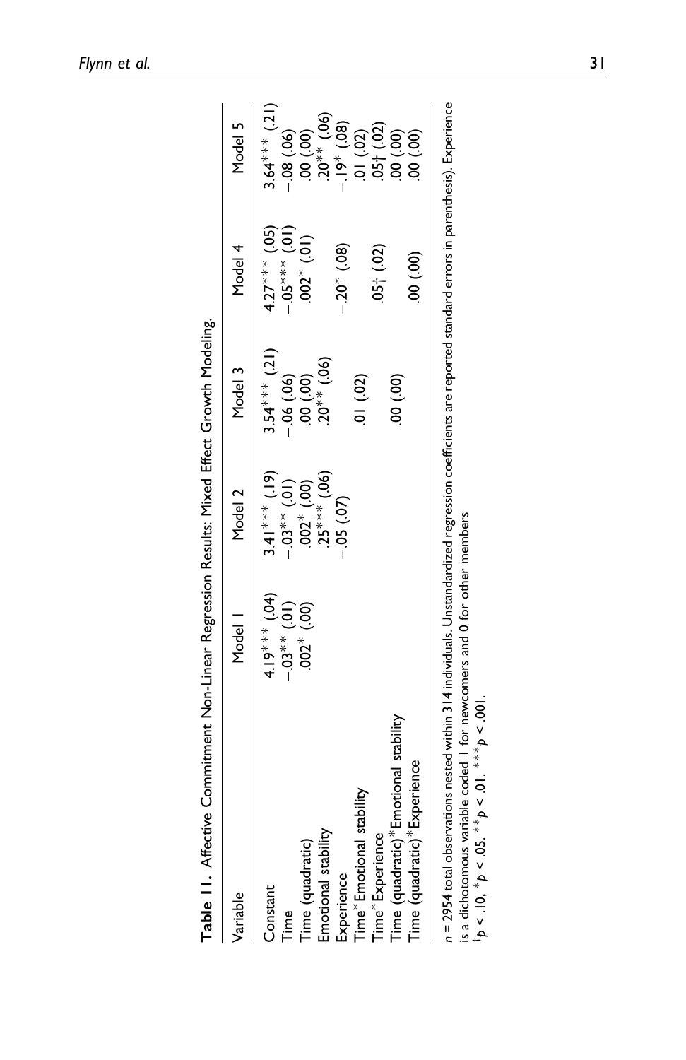**Table 11.** Affective Commitment Non-Linear Regression Results: Mixed Effect Growth Modeling.

| Variable | Model 1 | Model 2 | Model 3 | Model 4 | Model 5 |
|---|---|---|---|---|---|
| Constant | 4.19*** (.04) | 3.41*** (.19) | 3.54*** (.21) | 4.27*** (.05) | 3.64*** (.21) |
| Time | −.03** (.01) | −.03** (.01) | −.06 (.06) | −.05*** (.01) | −.08 (.06) |
| Time (quadratic) | .002* (.00) | .002* (.00) | .00 (.00) | .002* (.01) | .00 (.00) |
| Emotional stability | | .25*** (.06) | .20** (.06) | | .20** (.06) |
| Experience | | −.05 (.07) | | −.20* (.08) | −.19* (.08) |
| Time*Emotional stability | | | .01 (.02) | | .01 (.02) |
| Time*Experience | | | | .05† (.02) | .05† (.02) |
| Time (quadratic)*Emotional stability | | | .00 (.00) | | .00 (.00) |
| Time (quadratic)*Experience | | | | .00 (.00) | .00 (.00) |

$n$ = 2954 total observations nested within 314 individuals. Unstandardized regression coefficients are reported standard errors in parenthesis). Experience is a dichotomous variable coded 1 for newcomers and 0 for other members

†$p$ < .10, *$p$ < .05. **$p$ < .01. ***$p$ < .001.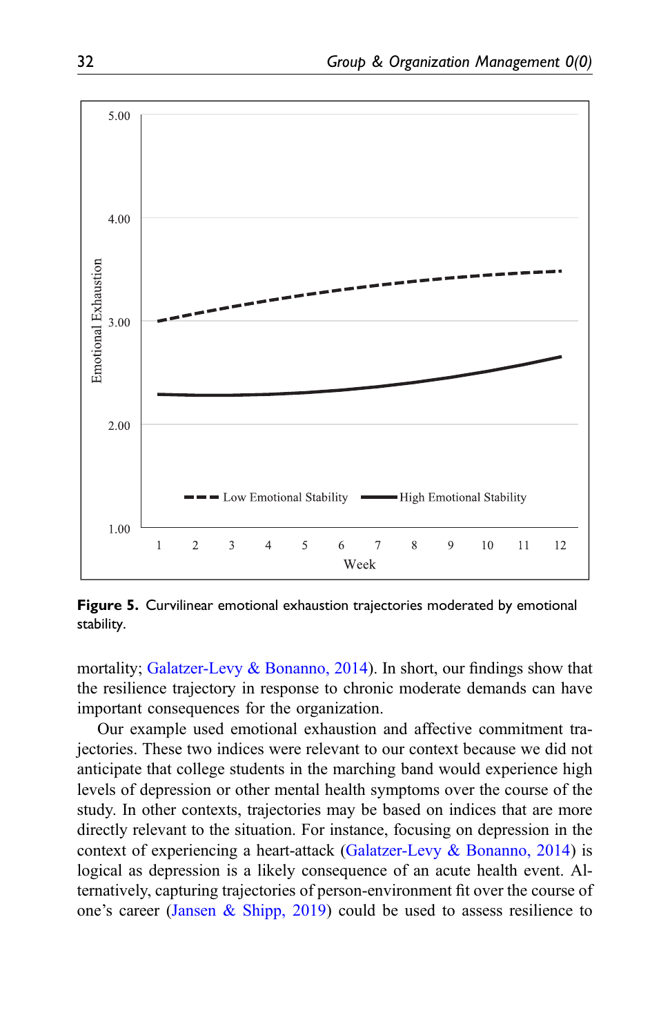**Figure 5.** Curvilinear emotional exhaustion trajectories moderated by emotional stability.

mortality; Galatzer-Levy & Bonanno, 2014). In short, our findings show that the resilience trajectory in response to chronic moderate demands can have important consequences for the organization.

Our example used emotional exhaustion and affective commitment trajectories. These two indices were relevant to our context because we did not anticipate that college students in the marching band would experience high levels of depression or other mental health symptoms over the course of the study. In other contexts, trajectories may be based on indices that are more directly relevant to the situation. For instance, focusing on depression in the context of experiencing a heart-attack (Galatzer-Levy & Bonanno, 2014) is logical as depression is a likely consequence of an acute health event. Alternatively, capturing trajectories of person-environment fit over the course of one's career (Jansen & Shipp, 2019) could be used to assess resilience to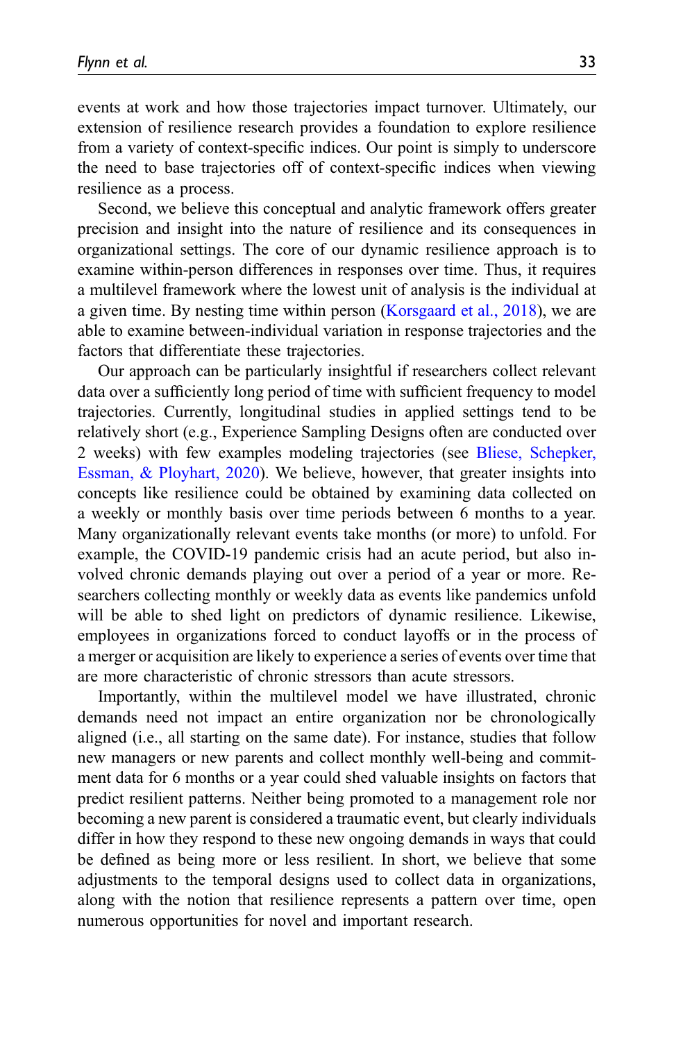events at work and how those trajectories impact turnover. Ultimately, our extension of resilience research provides a foundation to explore resilience from a variety of context-specific indices. Our point is simply to underscore the need to base trajectories off of context-specific indices when viewing resilience as a process.

Second, we believe this conceptual and analytic framework offers greater precision and insight into the nature of resilience and its consequences in organizational settings. The core of our dynamic resilience approach is to examine within-person differences in responses over time. Thus, it requires a multilevel framework where the lowest unit of analysis is the individual at a given time. By nesting time within person (Korsgaard et al., 2018), we are able to examine between-individual variation in response trajectories and the factors that differentiate these trajectories.

Our approach can be particularly insightful if researchers collect relevant data over a sufficiently long period of time with sufficient frequency to model trajectories. Currently, longitudinal studies in applied settings tend to be relatively short (e.g., Experience Sampling Designs often are conducted over 2 weeks) with few examples modeling trajectories (see Bliese, Schepker, Essman, & Ployhart, 2020). We believe, however, that greater insights into concepts like resilience could be obtained by examining data collected on a weekly or monthly basis over time periods between 6 months to a year. Many organizationally relevant events take months (or more) to unfold. For example, the COVID-19 pandemic crisis had an acute period, but also involved chronic demands playing out over a period of a year or more. Researchers collecting monthly or weekly data as events like pandemics unfold will be able to shed light on predictors of dynamic resilience. Likewise, employees in organizations forced to conduct layoffs or in the process of a merger or acquisition are likely to experience a series of events over time that are more characteristic of chronic stressors than acute stressors.

Importantly, within the multilevel model we have illustrated, chronic demands need not impact an entire organization nor be chronologically aligned (i.e., all starting on the same date). For instance, studies that follow new managers or new parents and collect monthly well-being and commitment data for 6 months or a year could shed valuable insights on factors that predict resilient patterns. Neither being promoted to a management role nor becoming a new parent is considered a traumatic event, but clearly individuals differ in how they respond to these new ongoing demands in ways that could be defined as being more or less resilient. In short, we believe that some adjustments to the temporal designs used to collect data in organizations, along with the notion that resilience represents a pattern over time, open numerous opportunities for novel and important research.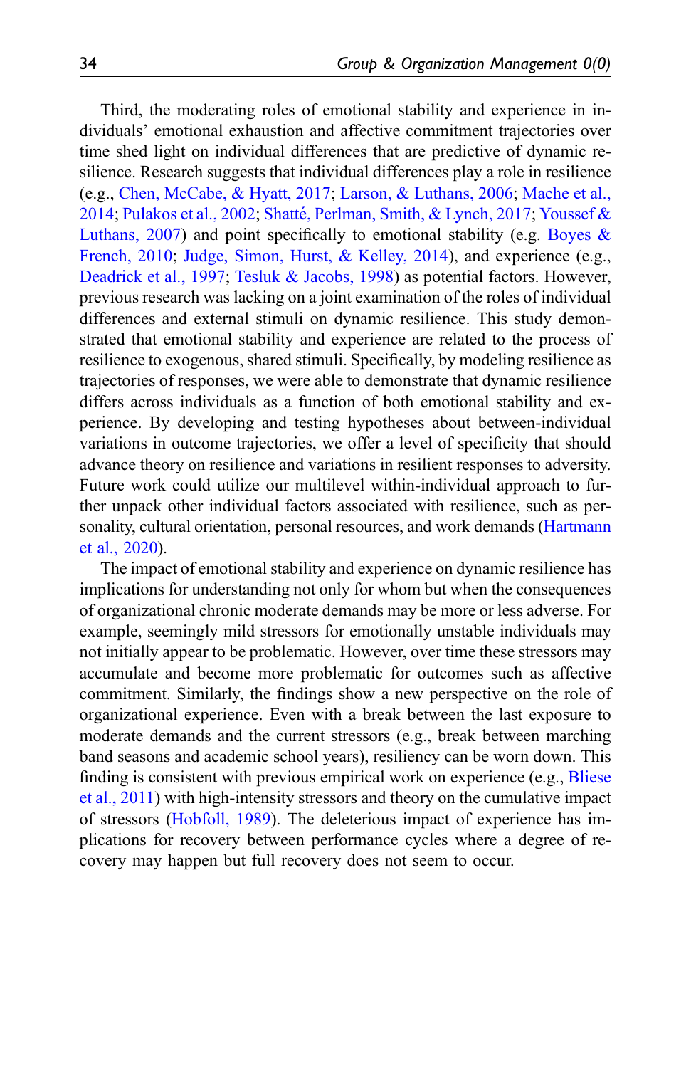Third, the moderating roles of emotional stability and experience in individuals' emotional exhaustion and affective commitment trajectories over time shed light on individual differences that are predictive of dynamic resilience. Research suggests that individual differences play a role in resilience (e.g., Chen, McCabe, & Hyatt, 2017; Larson, & Luthans, 2006; Mache et al., 2014; Pulakos et al., 2002; Shatté, Perlman, Smith, & Lynch, 2017; Youssef & Luthans, 2007) and point specifically to emotional stability (e.g. Boyes & French, 2010; Judge, Simon, Hurst, & Kelley, 2014), and experience (e.g., Deadrick et al., 1997; Tesluk & Jacobs, 1998) as potential factors. However, previous research was lacking on a joint examination of the roles of individual differences and external stimuli on dynamic resilience. This study demonstrated that emotional stability and experience are related to the process of resilience to exogenous, shared stimuli. Specifically, by modeling resilience as trajectories of responses, we were able to demonstrate that dynamic resilience differs across individuals as a function of both emotional stability and experience. By developing and testing hypotheses about between-individual variations in outcome trajectories, we offer a level of specificity that should advance theory on resilience and variations in resilient responses to adversity. Future work could utilize our multilevel within-individual approach to further unpack other individual factors associated with resilience, such as personality, cultural orientation, personal resources, and work demands (Hartmann et al., 2020).

The impact of emotional stability and experience on dynamic resilience has implications for understanding not only for whom but when the consequences of organizational chronic moderate demands may be more or less adverse. For example, seemingly mild stressors for emotionally unstable individuals may not initially appear to be problematic. However, over time these stressors may accumulate and become more problematic for outcomes such as affective commitment. Similarly, the findings show a new perspective on the role of organizational experience. Even with a break between the last exposure to moderate demands and the current stressors (e.g., break between marching band seasons and academic school years), resiliency can be worn down. This finding is consistent with previous empirical work on experience (e.g., Bliese et al., 2011) with high-intensity stressors and theory on the cumulative impact of stressors (Hobfoll, 1989). The deleterious impact of experience has implications for recovery between performance cycles where a degree of recovery may happen but full recovery does not seem to occur.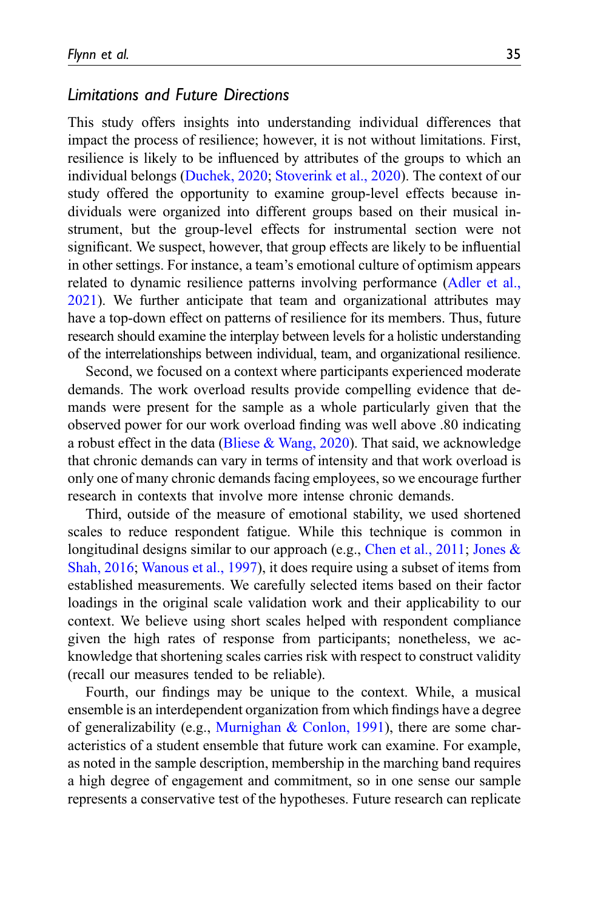### *Limitations and Future Directions*

This study offers insights into understanding individual differences that impact the process of resilience; however, it is not without limitations. First, resilience is likely to be influenced by attributes of the groups to which an individual belongs (Duchek, 2020; Stoverink et al., 2020). The context of our study offered the opportunity to examine group-level effects because individuals were organized into different groups based on their musical instrument, but the group-level effects for instrumental section were not significant. We suspect, however, that group effects are likely to be influential in other settings. For instance, a team's emotional culture of optimism appears related to dynamic resilience patterns involving performance (Adler et al., 2021). We further anticipate that team and organizational attributes may have a top-down effect on patterns of resilience for its members. Thus, future research should examine the interplay between levels for a holistic understanding of the interrelationships between individual, team, and organizational resilience.

Second, we focused on a context where participants experienced moderate demands. The work overload results provide compelling evidence that demands were present for the sample as a whole particularly given that the observed power for our work overload finding was well above .80 indicating a robust effect in the data (Bliese & Wang, 2020). That said, we acknowledge that chronic demands can vary in terms of intensity and that work overload is only one of many chronic demands facing employees, so we encourage further research in contexts that involve more intense chronic demands.

Third, outside of the measure of emotional stability, we used shortened scales to reduce respondent fatigue. While this technique is common in longitudinal designs similar to our approach (e.g., Chen et al., 2011; Jones & Shah, 2016; Wanous et al., 1997), it does require using a subset of items from established measurements. We carefully selected items based on their factor loadings in the original scale validation work and their applicability to our context. We believe using short scales helped with respondent compliance given the high rates of response from participants; nonetheless, we acknowledge that shortening scales carries risk with respect to construct validity (recall our measures tended to be reliable).

Fourth, our findings may be unique to the context. While, a musical ensemble is an interdependent organization from which findings have a degree of generalizability (e.g., Murnighan & Conlon, 1991), there are some characteristics of a student ensemble that future work can examine. For example, as noted in the sample description, membership in the marching band requires a high degree of engagement and commitment, so in one sense our sample represents a conservative test of the hypotheses. Future research can replicate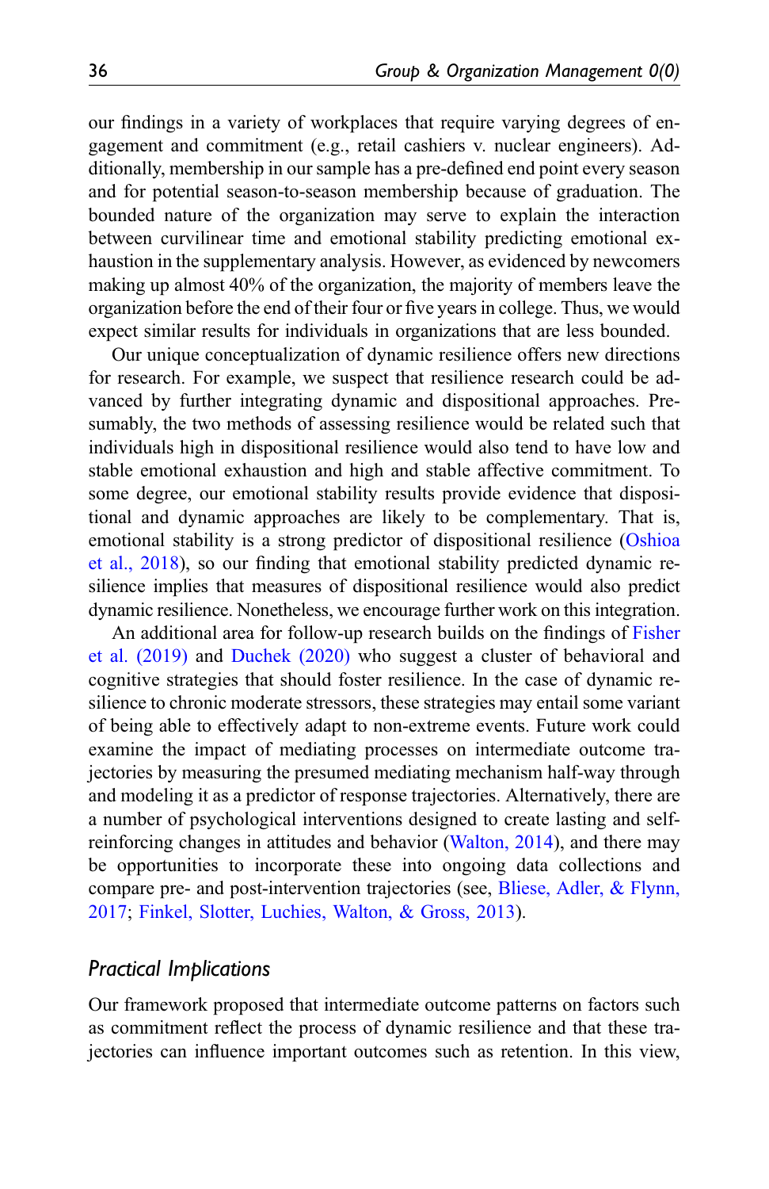our findings in a variety of workplaces that require varying degrees of engagement and commitment (e.g., retail cashiers v. nuclear engineers). Additionally, membership in our sample has a pre-defined end point every season and for potential season-to-season membership because of graduation. The bounded nature of the organization may serve to explain the interaction between curvilinear time and emotional stability predicting emotional exhaustion in the supplementary analysis. However, as evidenced by newcomers making up almost 40% of the organization, the majority of members leave the organization before the end of their four or five years in college. Thus, we would expect similar results for individuals in organizations that are less bounded.

Our unique conceptualization of dynamic resilience offers new directions for research. For example, we suspect that resilience research could be advanced by further integrating dynamic and dispositional approaches. Presumably, the two methods of assessing resilience would be related such that individuals high in dispositional resilience would also tend to have low and stable emotional exhaustion and high and stable affective commitment. To some degree, our emotional stability results provide evidence that dispositional and dynamic approaches are likely to be complementary. That is, emotional stability is a strong predictor of dispositional resilience (Oshioa et al., 2018), so our finding that emotional stability predicted dynamic resilience implies that measures of dispositional resilience would also predict dynamic resilience. Nonetheless, we encourage further work on this integration.

An additional area for follow-up research builds on the findings of Fisher et al. (2019) and Duchek (2020) who suggest a cluster of behavioral and cognitive strategies that should foster resilience. In the case of dynamic resilience to chronic moderate stressors, these strategies may entail some variant of being able to effectively adapt to non-extreme events. Future work could examine the impact of mediating processes on intermediate outcome trajectories by measuring the presumed mediating mechanism half-way through and modeling it as a predictor of response trajectories. Alternatively, there are a number of psychological interventions designed to create lasting and self-reinforcing changes in attitudes and behavior (Walton, 2014), and there may be opportunities to incorporate these into ongoing data collections and compare pre- and post-intervention trajectories (see, Bliese, Adler, & Flynn, 2017; Finkel, Slotter, Luchies, Walton, & Gross, 2013).

### *Practical Implications*

Our framework proposed that intermediate outcome patterns on factors such as commitment reflect the process of dynamic resilience and that these trajectories can influence important outcomes such as retention. In this view,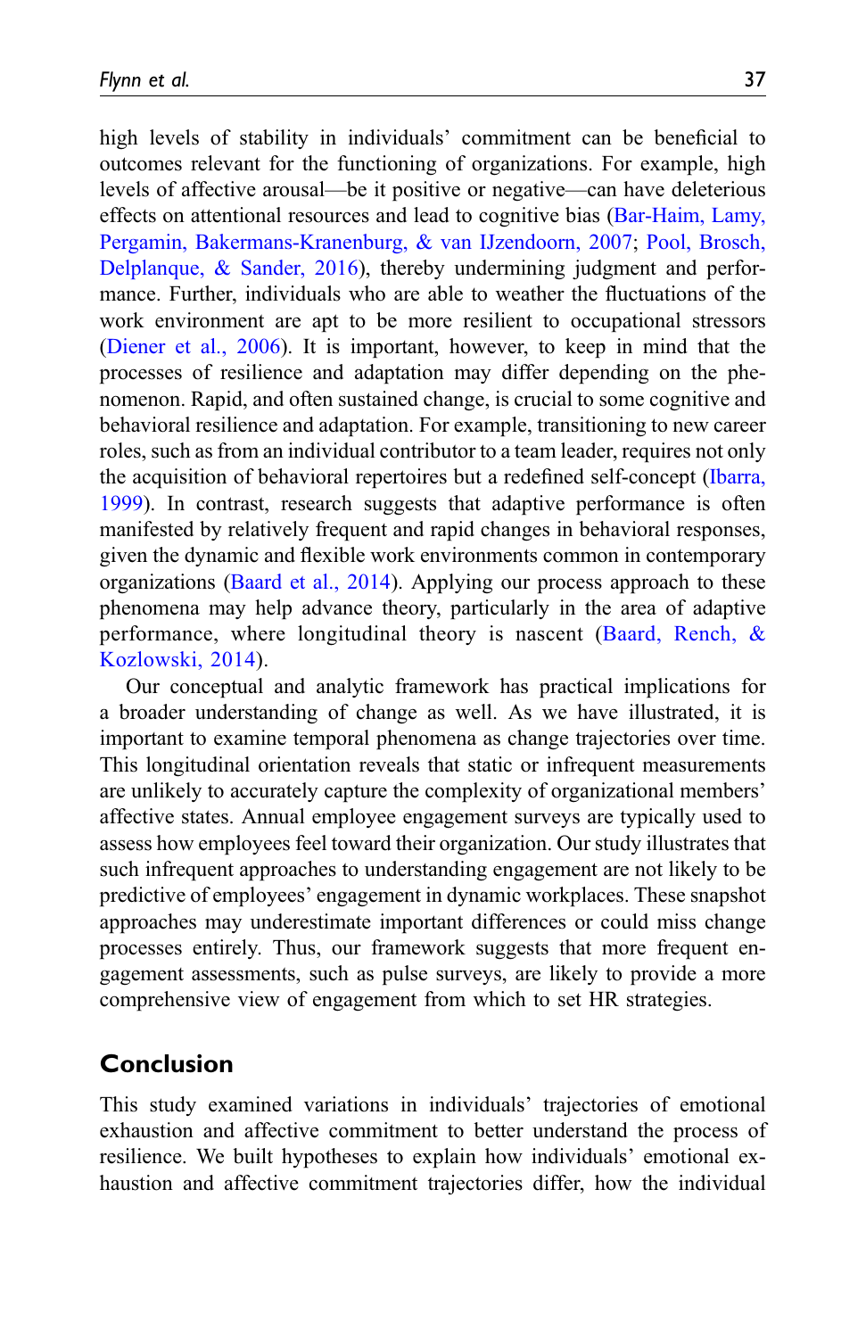high levels of stability in individuals' commitment can be beneficial to outcomes relevant for the functioning of organizations. For example, high levels of affective arousal—be it positive or negative—can have deleterious effects on attentional resources and lead to cognitive bias (Bar-Haim, Lamy, Pergamin, Bakermans-Kranenburg, & van IJzendoorn, 2007; Pool, Brosch, Delplanque, & Sander, 2016), thereby undermining judgment and performance. Further, individuals who are able to weather the fluctuations of the work environment are apt to be more resilient to occupational stressors (Diener et al., 2006). It is important, however, to keep in mind that the processes of resilience and adaptation may differ depending on the phenomenon. Rapid, and often sustained change, is crucial to some cognitive and behavioral resilience and adaptation. For example, transitioning to new career roles, such as from an individual contributor to a team leader, requires not only the acquisition of behavioral repertoires but a redefined self-concept (Ibarra, 1999). In contrast, research suggests that adaptive performance is often manifested by relatively frequent and rapid changes in behavioral responses, given the dynamic and flexible work environments common in contemporary organizations (Baard et al., 2014). Applying our process approach to these phenomena may help advance theory, particularly in the area of adaptive performance, where longitudinal theory is nascent (Baard, Rench, & Kozlowski, 2014).

Our conceptual and analytic framework has practical implications for a broader understanding of change as well. As we have illustrated, it is important to examine temporal phenomena as change trajectories over time. This longitudinal orientation reveals that static or infrequent measurements are unlikely to accurately capture the complexity of organizational members' affective states. Annual employee engagement surveys are typically used to assess how employees feel toward their organization. Our study illustrates that such infrequent approaches to understanding engagement are not likely to be predictive of employees' engagement in dynamic workplaces. These snapshot approaches may underestimate important differences or could miss change processes entirely. Thus, our framework suggests that more frequent engagement assessments, such as pulse surveys, are likely to provide a more comprehensive view of engagement from which to set HR strategies.

## Conclusion

This study examined variations in individuals' trajectories of emotional exhaustion and affective commitment to better understand the process of resilience. We built hypotheses to explain how individuals' emotional exhaustion and affective commitment trajectories differ, how the individual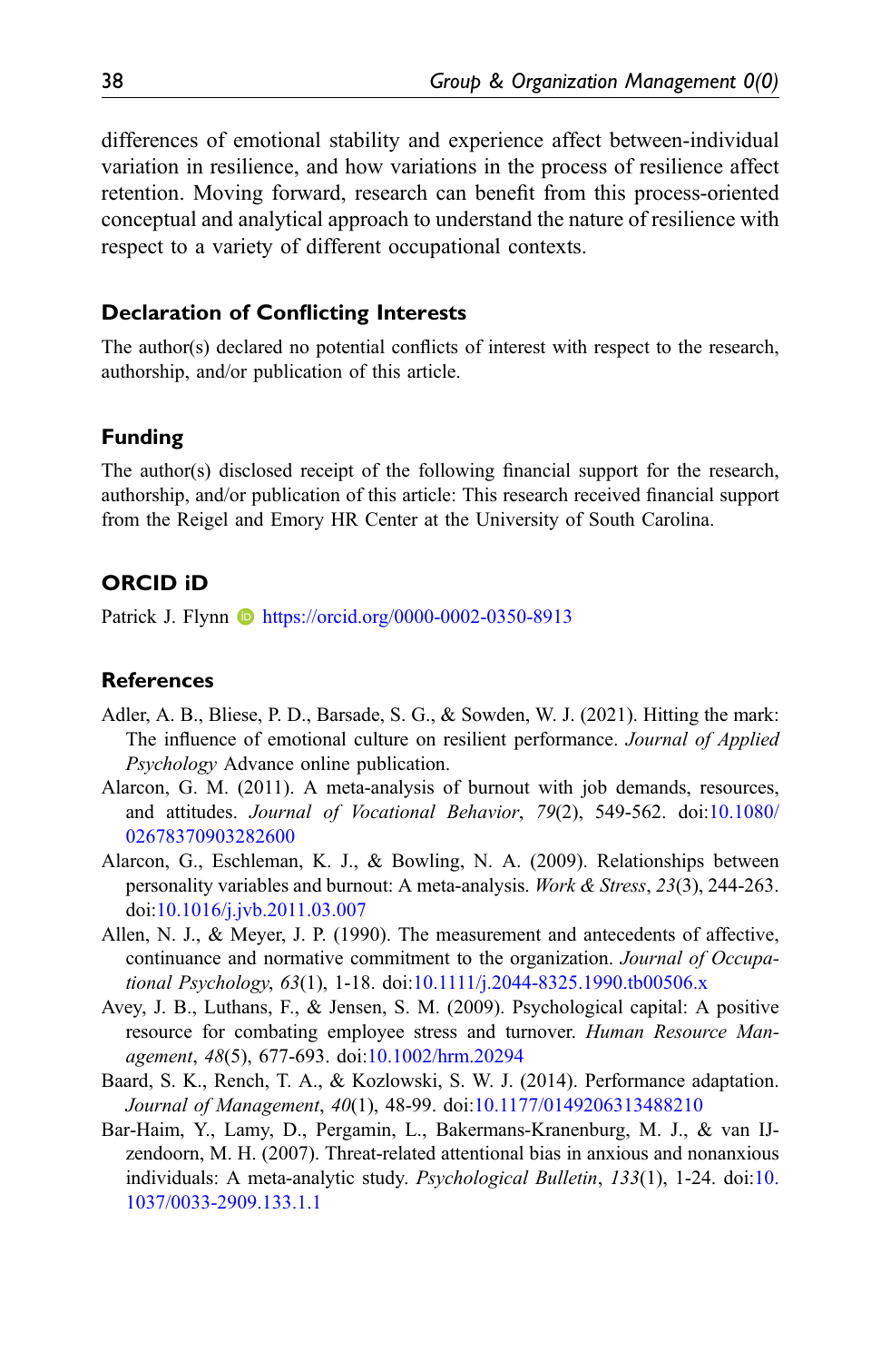differences of emotional stability and experience affect between-individual variation in resilience, and how variations in the process of resilience affect retention. Moving forward, research can benefit from this process-oriented conceptual and analytical approach to understand the nature of resilience with respect to a variety of different occupational contexts.

## Declaration of Conflicting Interests

The author(s) declared no potential conflicts of interest with respect to the research, authorship, and/or publication of this article.

## Funding

The author(s) disclosed receipt of the following financial support for the research, authorship, and/or publication of this article: This research received financial support from the Reigel and Emory HR Center at the University of South Carolina.

## ORCID iD

Patrick J. Flynn https://orcid.org/0000-0002-0350-8913

## References

Adler, A. B., Bliese, P. D., Barsade, S. G., & Sowden, W. J. (2021). Hitting the mark: The influence of emotional culture on resilient performance. *Journal of Applied Psychology* Advance online publication.

Alarcon, G. M. (2011). A meta-analysis of burnout with job demands, resources, and attitudes. *Journal of Vocational Behavior*, *79*(2), 549-562. doi:10.1080/02678370903282600

Alarcon, G., Eschleman, K. J., & Bowling, N. A. (2009). Relationships between personality variables and burnout: A meta-analysis. *Work & Stress*, *23*(3), 244-263. doi:10.1016/j.jvb.2011.03.007

Allen, N. J., & Meyer, J. P. (1990). The measurement and antecedents of affective, continuance and normative commitment to the organization. *Journal of Occupational Psychology*, *63*(1), 1-18. doi:10.1111/j.2044-8325.1990.tb00506.x

Avey, J. B., Luthans, F., & Jensen, S. M. (2009). Psychological capital: A positive resource for combating employee stress and turnover. *Human Resource Management*, *48*(5), 677-693. doi:10.1002/hrm.20294

Baard, S. K., Rench, T. A., & Kozlowski, S. W. J. (2014). Performance adaptation. *Journal of Management*, *40*(1), 48-99. doi:10.1177/0149206313488210

Bar-Haim, Y., Lamy, D., Pergamin, L., Bakermans-Kranenburg, M. J., & van IJzendoorn, M. H. (2007). Threat-related attentional bias in anxious and nonanxious individuals: A meta-analytic study. *Psychological Bulletin*, *133*(1), 1-24. doi:10.1037/0033-2909.133.1.1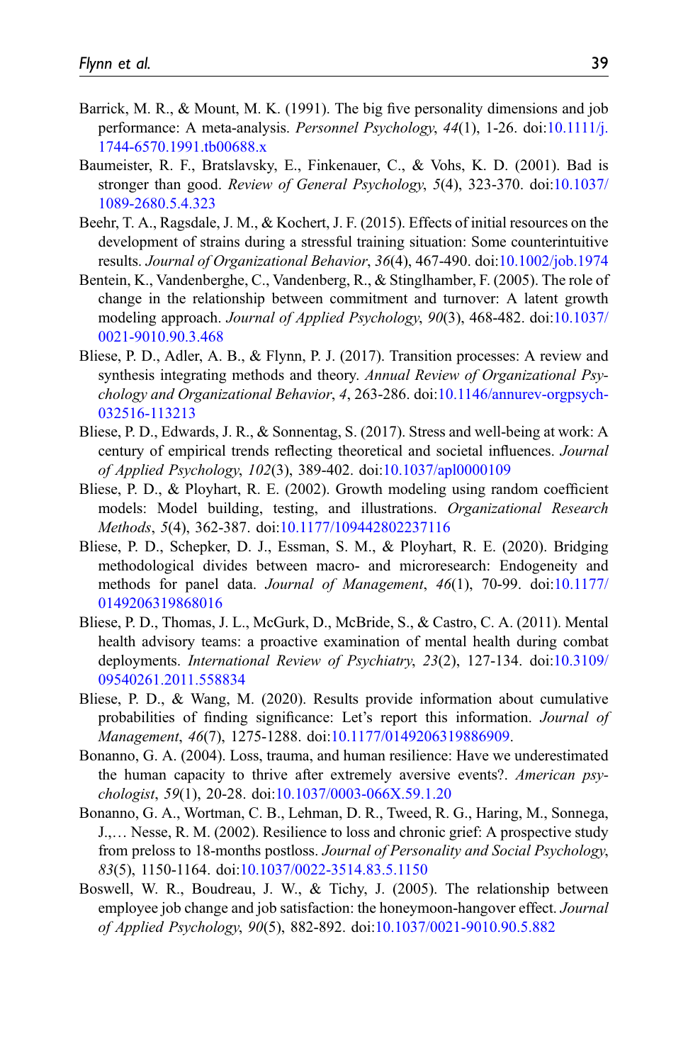Barrick, M. R., & Mount, M. K. (1991). The big five personality dimensions and job performance: A meta-analysis. *Personnel Psychology*, *44*(1), 1-26. doi:10.1111/j.1744-6570.1991.tb00688.x

Baumeister, R. F., Bratslavsky, E., Finkenauer, C., & Vohs, K. D. (2001). Bad is stronger than good. *Review of General Psychology*, *5*(4), 323-370. doi:10.1037/1089-2680.5.4.323

Beehr, T. A., Ragsdale, J. M., & Kochert, J. F. (2015). Effects of initial resources on the development of strains during a stressful training situation: Some counterintuitive results. *Journal of Organizational Behavior*, *36*(4), 467-490. doi:10.1002/job.1974

Bentein, K., Vandenberghe, C., Vandenberg, R., & Stinglhamber, F. (2005). The role of change in the relationship between commitment and turnover: A latent growth modeling approach. *Journal of Applied Psychology*, *90*(3), 468-482. doi:10.1037/0021-9010.90.3.468

Bliese, P. D., Adler, A. B., & Flynn, P. J. (2017). Transition processes: A review and synthesis integrating methods and theory. *Annual Review of Organizational Psychology and Organizational Behavior*, *4*, 263-286. doi:10.1146/annurev-orgpsych-032516-113213

Bliese, P. D., Edwards, J. R., & Sonnentag, S. (2017). Stress and well-being at work: A century of empirical trends reflecting theoretical and societal influences. *Journal of Applied Psychology*, *102*(3), 389-402. doi:10.1037/apl0000109

Bliese, P. D., & Ployhart, R. E. (2002). Growth modeling using random coefficient models: Model building, testing, and illustrations. *Organizational Research Methods*, *5*(4), 362-387. doi:10.1177/109442802237116

Bliese, P. D., Schepker, D. J., Essman, S. M., & Ployhart, R. E. (2020). Bridging methodological divides between macro- and microresearch: Endogeneity and methods for panel data. *Journal of Management*, *46*(1), 70-99. doi:10.1177/0149206319868016

Bliese, P. D., Thomas, J. L., McGurk, D., McBride, S., & Castro, C. A. (2011). Mental health advisory teams: a proactive examination of mental health during combat deployments. *International Review of Psychiatry*, *23*(2), 127-134. doi:10.3109/09540261.2011.558834

Bliese, P. D., & Wang, M. (2020). Results provide information about cumulative probabilities of finding significance: Let's report this information. *Journal of Management*, *46*(7), 1275-1288. doi:10.1177/0149206319886909.

Bonanno, G. A. (2004). Loss, trauma, and human resilience: Have we underestimated the human capacity to thrive after extremely aversive events?. *American psychologist*, *59*(1), 20-28. doi:10.1037/0003-066X.59.1.20

Bonanno, G. A., Wortman, C. B., Lehman, D. R., Tweed, R. G., Haring, M., Sonnega, J.,… Nesse, R. M. (2002). Resilience to loss and chronic grief: A prospective study from preloss to 18-months postloss. *Journal of Personality and Social Psychology*, *83*(5), 1150-1164. doi:10.1037/0022-3514.83.5.1150

Boswell, W. R., Boudreau, J. W., & Tichy, J. (2005). The relationship between employee job change and job satisfaction: the honeymoon-hangover effect. *Journal of Applied Psychology*, *90*(5), 882-892. doi:10.1037/0021-9010.90.5.882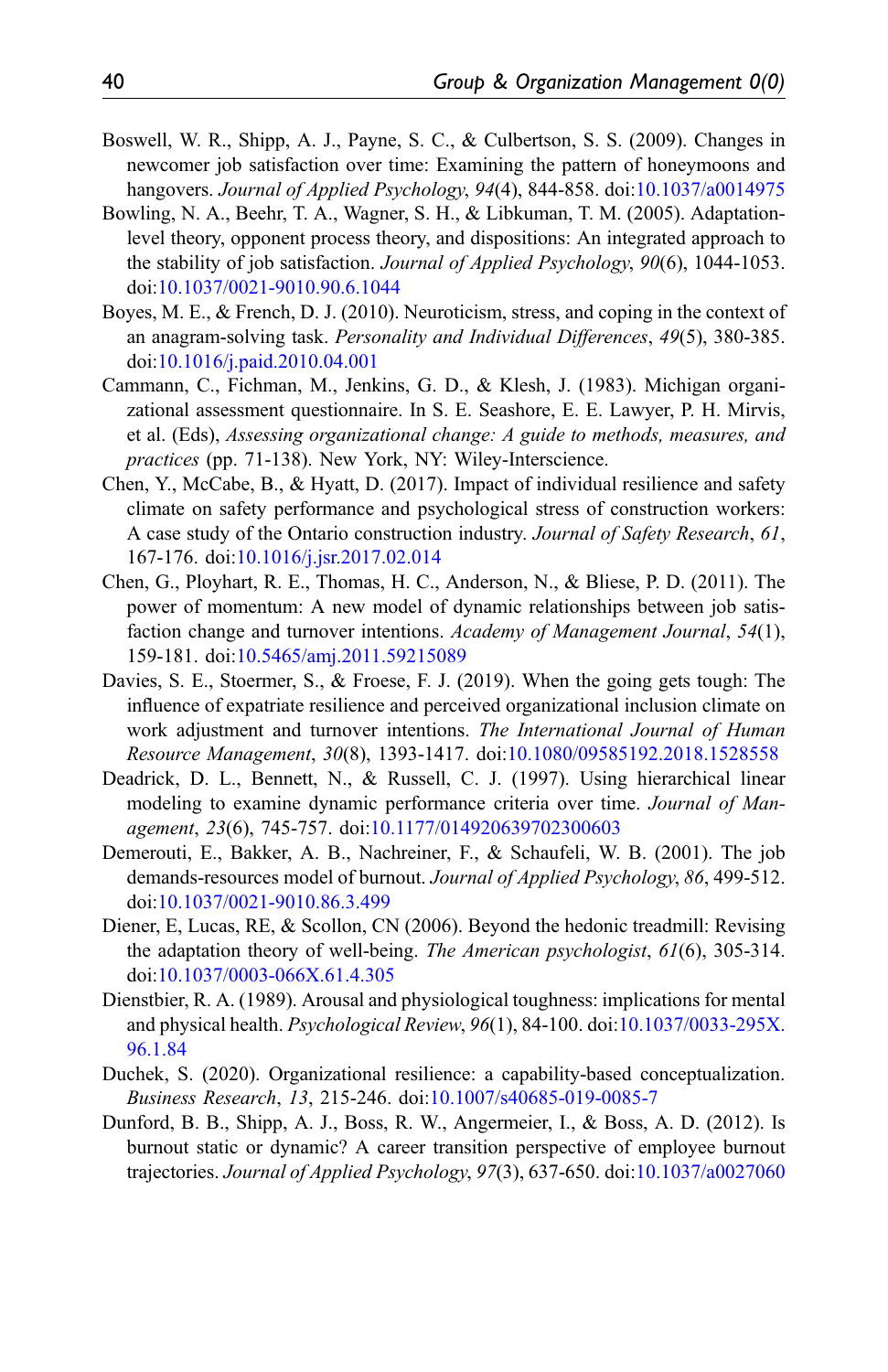Boswell, W. R., Shipp, A. J., Payne, S. C., & Culbertson, S. S. (2009). Changes in newcomer job satisfaction over time: Examining the pattern of honeymoons and hangovers. *Journal of Applied Psychology*, *94*(4), 844-858. doi:10.1037/a0014975

Bowling, N. A., Beehr, T. A., Wagner, S. H., & Libkuman, T. M. (2005). Adaptation-level theory, opponent process theory, and dispositions: An integrated approach to the stability of job satisfaction. *Journal of Applied Psychology*, *90*(6), 1044-1053. doi:10.1037/0021-9010.90.6.1044

Boyes, M. E., & French, D. J. (2010). Neuroticism, stress, and coping in the context of an anagram-solving task. *Personality and Individual Differences*, *49*(5), 380-385. doi:10.1016/j.paid.2010.04.001

Cammann, C., Fichman, M., Jenkins, G. D., & Klesh, J. (1983). Michigan organizational assessment questionnaire. In S. E. Seashore, E. E. Lawyer, P. H. Mirvis, et al. (Eds), *Assessing organizational change: A guide to methods, measures, and practices* (pp. 71-138). New York, NY: Wiley-Interscience.

Chen, Y., McCabe, B., & Hyatt, D. (2017). Impact of individual resilience and safety climate on safety performance and psychological stress of construction workers: A case study of the Ontario construction industry. *Journal of Safety Research*, *61*, 167-176. doi:10.1016/j.jsr.2017.02.014

Chen, G., Ployhart, R. E., Thomas, H. C., Anderson, N., & Bliese, P. D. (2011). The power of momentum: A new model of dynamic relationships between job satisfaction change and turnover intentions. *Academy of Management Journal*, *54*(1), 159-181. doi:10.5465/amj.2011.59215089

Davies, S. E., Stoermer, S., & Froese, F. J. (2019). When the going gets tough: The influence of expatriate resilience and perceived organizational inclusion climate on work adjustment and turnover intentions. *The International Journal of Human Resource Management*, *30*(8), 1393-1417. doi:10.1080/09585192.2018.1528558

Deadrick, D. L., Bennett, N., & Russell, C. J. (1997). Using hierarchical linear modeling to examine dynamic performance criteria over time. *Journal of Management*, *23*(6), 745-757. doi:10.1177/014920639702300603

Demerouti, E., Bakker, A. B., Nachreiner, F., & Schaufeli, W. B. (2001). The job demands-resources model of burnout. *Journal of Applied Psychology*, *86*, 499-512. doi:10.1037/0021-9010.86.3.499

Diener, E, Lucas, RE, & Scollon, CN (2006). Beyond the hedonic treadmill: Revising the adaptation theory of well-being. *The American psychologist*, *61*(6), 305-314. doi:10.1037/0003-066X.61.4.305

Dienstbier, R. A. (1989). Arousal and physiological toughness: implications for mental and physical health. *Psychological Review*, *96*(1), 84-100. doi:10.1037/0033-295X.96.1.84

Duchek, S. (2020). Organizational resilience: a capability-based conceptualization. *Business Research*, *13*, 215-246. doi:10.1007/s40685-019-0085-7

Dunford, B. B., Shipp, A. J., Boss, R. W., Angermeier, I., & Boss, A. D. (2012). Is burnout static or dynamic? A career transition perspective of employee burnout trajectories. *Journal of Applied Psychology*, *97*(3), 637-650. doi:10.1037/a0027060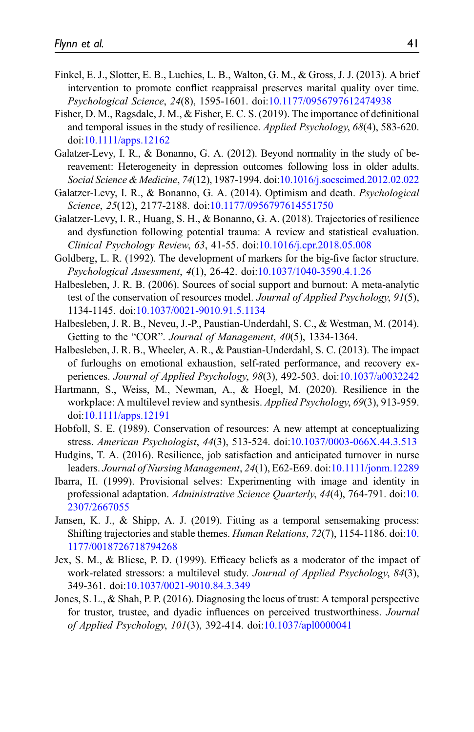Finkel, E. J., Slotter, E. B., Luchies, L. B., Walton, G. M., & Gross, J. J. (2013). A brief intervention to promote conflict reappraisal preserves marital quality over time. *Psychological Science*, *24*(8), 1595-1601. doi:10.1177/0956797612474938

Fisher, D. M., Ragsdale, J. M., & Fisher, E. C. S. (2019). The importance of definitional and temporal issues in the study of resilience. *Applied Psychology*, *68*(4), 583-620. doi:10.1111/apps.12162

Galatzer-Levy, I. R., & Bonanno, G. A. (2012). Beyond normality in the study of bereavement: Heterogeneity in depression outcomes following loss in older adults. *Social Science & Medicine*, *74*(12), 1987-1994. doi:10.1016/j.socscimed.2012.02.022

Galatzer-Levy, I. R., & Bonanno, G. A. (2014). Optimism and death. *Psychological Science*, *25*(12), 2177-2188. doi:10.1177/0956797614551750

Galatzer-Levy, I. R., Huang, S. H., & Bonanno, G. A. (2018). Trajectories of resilience and dysfunction following potential trauma: A review and statistical evaluation. *Clinical Psychology Review*, *63*, 41-55. doi:10.1016/j.cpr.2018.05.008

Goldberg, L. R. (1992). The development of markers for the big-five factor structure. *Psychological Assessment*, *4*(1), 26-42. doi:10.1037/1040-3590.4.1.26

Halbesleben, J. R. B. (2006). Sources of social support and burnout: A meta-analytic test of the conservation of resources model. *Journal of Applied Psychology*, *91*(5), 1134-1145. doi:10.1037/0021-9010.91.5.1134

Halbesleben, J. R. B., Neveu, J.-P., Paustian-Underdahl, S. C., & Westman, M. (2014). Getting to the "COR". *Journal of Management*, *40*(5), 1334-1364.

Halbesleben, J. R. B., Wheeler, A. R., & Paustian-Underdahl, S. C. (2013). The impact of furloughs on emotional exhaustion, self-rated performance, and recovery experiences. *Journal of Applied Psychology*, *98*(3), 492-503. doi:10.1037/a0032242

Hartmann, S., Weiss, M., Newman, A., & Hoegl, M. (2020). Resilience in the workplace: A multilevel review and synthesis. *Applied Psychology*, *69*(3), 913-959. doi:10.1111/apps.12191

Hobfoll, S. E. (1989). Conservation of resources: A new attempt at conceptualizing stress. *American Psychologist*, *44*(3), 513-524. doi:10.1037/0003-066X.44.3.513

Hudgins, T. A. (2016). Resilience, job satisfaction and anticipated turnover in nurse leaders. *Journal of Nursing Management*, *24*(1), E62-E69. doi:10.1111/jonm.12289

Ibarra, H. (1999). Provisional selves: Experimenting with image and identity in professional adaptation. *Administrative Science Quarterly*, *44*(4), 764-791. doi:10.2307/2667055

Jansen, K. J., & Shipp, A. J. (2019). Fitting as a temporal sensemaking process: Shifting trajectories and stable themes. *Human Relations*, *72*(7), 1154-1186. doi:10.1177/0018726718794268

Jex, S. M., & Bliese, P. D. (1999). Efficacy beliefs as a moderator of the impact of work-related stressors: a multilevel study. *Journal of Applied Psychology*, *84*(3), 349-361. doi:10.1037/0021-9010.84.3.349

Jones, S. L., & Shah, P. P. (2016). Diagnosing the locus of trust: A temporal perspective for trustor, trustee, and dyadic influences on perceived trustworthiness. *Journal of Applied Psychology*, *101*(3), 392-414. doi:10.1037/apl0000041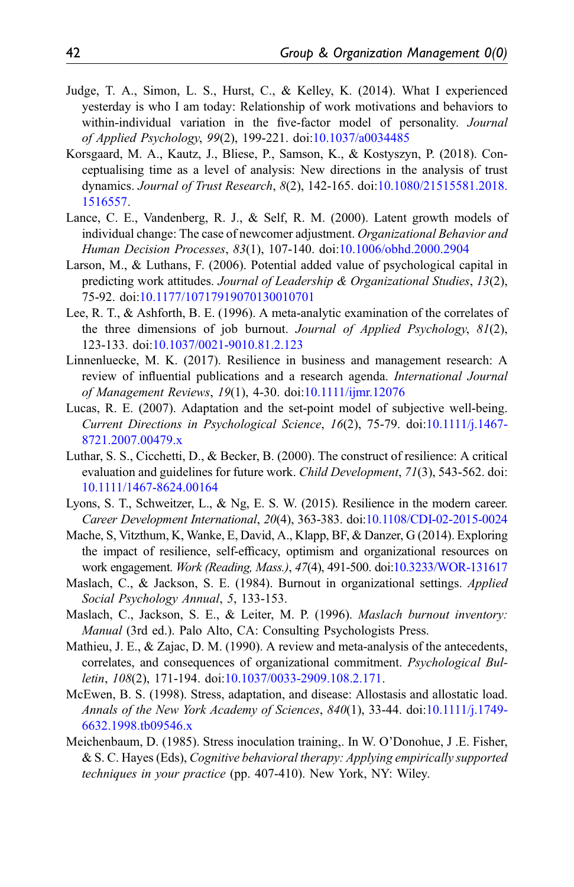Judge, T. A., Simon, L. S., Hurst, C., & Kelley, K. (2014). What I experienced yesterday is who I am today: Relationship of work motivations and behaviors to within-individual variation in the five-factor model of personality. *Journal of Applied Psychology*, *99*(2), 199-221. doi:10.1037/a0034485

Korsgaard, M. A., Kautz, J., Bliese, P., Samson, K., & Kostyszyn, P. (2018). Conceptualising time as a level of analysis: New directions in the analysis of trust dynamics. *Journal of Trust Research*, *8*(2), 142-165. doi:10.1080/21515581.2018.1516557.

Lance, C. E., Vandenberg, R. J., & Self, R. M. (2000). Latent growth models of individual change: The case of newcomer adjustment. *Organizational Behavior and Human Decision Processes*, *83*(1), 107-140. doi:10.1006/obhd.2000.2904

Larson, M., & Luthans, F. (2006). Potential added value of psychological capital in predicting work attitudes. *Journal of Leadership & Organizational Studies*, *13*(2), 75-92. doi:10.1177/10717919070130010701

Lee, R. T., & Ashforth, B. E. (1996). A meta-analytic examination of the correlates of the three dimensions of job burnout. *Journal of Applied Psychology*, *81*(2), 123-133. doi:10.1037/0021-9010.81.2.123

Linnenluecke, M. K. (2017). Resilience in business and management research: A review of influential publications and a research agenda. *International Journal of Management Reviews*, *19*(1), 4-30. doi:10.1111/ijmr.12076

Lucas, R. E. (2007). Adaptation and the set-point model of subjective well-being. *Current Directions in Psychological Science*, *16*(2), 75-79. doi:10.1111/j.1467-8721.2007.00479.x

Luthar, S. S., Cicchetti, D., & Becker, B. (2000). The construct of resilience: A critical evaluation and guidelines for future work. *Child Development*, *71*(3), 543-562. doi:10.1111/1467-8624.00164

Lyons, S. T., Schweitzer, L., & Ng, E. S. W. (2015). Resilience in the modern career. *Career Development International*, *20*(4), 363-383. doi:10.1108/CDI-02-2015-0024

Mache, S, Vitzthum, K, Wanke, E, David, A., Klapp, BF, & Danzer, G (2014). Exploring the impact of resilience, self-efficacy, optimism and organizational resources on work engagement. *Work (Reading, Mass.)*, *47*(4), 491-500. doi:10.3233/WOR-131617

Maslach, C., & Jackson, S. E. (1984). Burnout in organizational settings. *Applied Social Psychology Annual*, *5*, 133-153.

Maslach, C., Jackson, S. E., & Leiter, M. P. (1996). *Maslach burnout inventory: Manual* (3rd ed.). Palo Alto, CA: Consulting Psychologists Press.

Mathieu, J. E., & Zajac, D. M. (1990). A review and meta-analysis of the antecedents, correlates, and consequences of organizational commitment. *Psychological Bulletin*, *108*(2), 171-194. doi:10.1037/0033-2909.108.2.171.

McEwen, B. S. (1998). Stress, adaptation, and disease: Allostasis and allostatic load. *Annals of the New York Academy of Sciences*, *840*(1), 33-44. doi:10.1111/j.1749-6632.1998.tb09546.x

Meichenbaum, D. (1985). Stress inoculation training,. In W. O'Donohue, J .E. Fisher, & S. C. Hayes (Eds), *Cognitive behavioral therapy: Applying empirically supported techniques in your practice* (pp. 407-410). New York, NY: Wiley.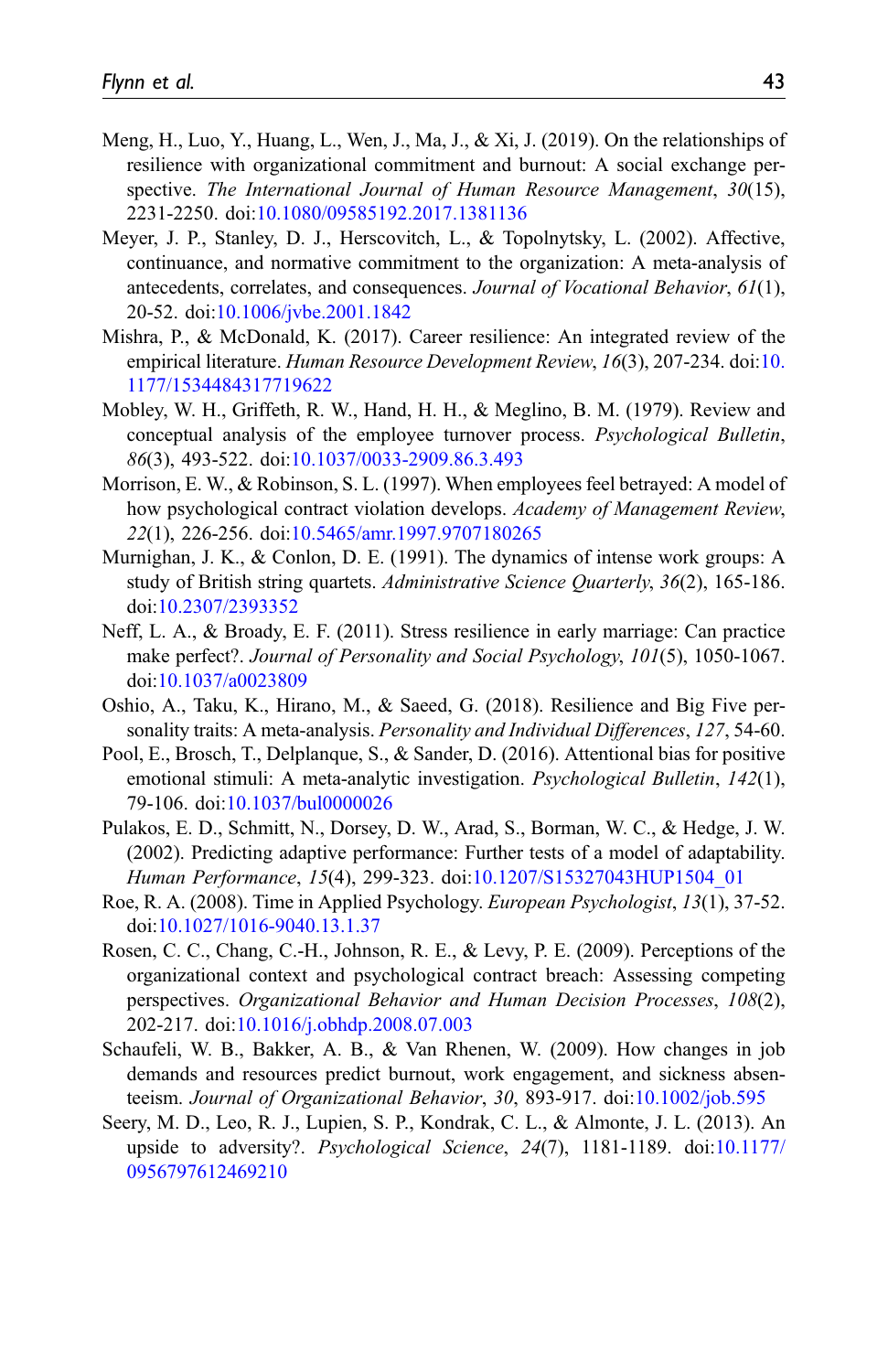Meng, H., Luo, Y., Huang, L., Wen, J., Ma, J., & Xi, J. (2019). On the relationships of resilience with organizational commitment and burnout: A social exchange perspective. *The International Journal of Human Resource Management*, *30*(15), 2231-2250. doi:10.1080/09585192.2017.1381136

Meyer, J. P., Stanley, D. J., Herscovitch, L., & Topolnytsky, L. (2002). Affective, continuance, and normative commitment to the organization: A meta-analysis of antecedents, correlates, and consequences. *Journal of Vocational Behavior*, *61*(1), 20-52. doi:10.1006/jvbe.2001.1842

Mishra, P., & McDonald, K. (2017). Career resilience: An integrated review of the empirical literature. *Human Resource Development Review*, *16*(3), 207-234. doi:10.1177/1534484317719622

Mobley, W. H., Griffeth, R. W., Hand, H. H., & Meglino, B. M. (1979). Review and conceptual analysis of the employee turnover process. *Psychological Bulletin*, *86*(3), 493-522. doi:10.1037/0033-2909.86.3.493

Morrison, E. W., & Robinson, S. L. (1997). When employees feel betrayed: A model of how psychological contract violation develops. *Academy of Management Review*, *22*(1), 226-256. doi:10.5465/amr.1997.9707180265

Murnighan, J. K., & Conlon, D. E. (1991). The dynamics of intense work groups: A study of British string quartets. *Administrative Science Quarterly*, *36*(2), 165-186. doi:10.2307/2393352

Neff, L. A., & Broady, E. F. (2011). Stress resilience in early marriage: Can practice make perfect?. *Journal of Personality and Social Psychology*, *101*(5), 1050-1067. doi:10.1037/a0023809

Oshio, A., Taku, K., Hirano, M., & Saeed, G. (2018). Resilience and Big Five personality traits: A meta-analysis. *Personality and Individual Differences*, *127*, 54-60.

Pool, E., Brosch, T., Delplanque, S., & Sander, D. (2016). Attentional bias for positive emotional stimuli: A meta-analytic investigation. *Psychological Bulletin*, *142*(1), 79-106. doi:10.1037/bul0000026

Pulakos, E. D., Schmitt, N., Dorsey, D. W., Arad, S., Borman, W. C., & Hedge, J. W. (2002). Predicting adaptive performance: Further tests of a model of adaptability. *Human Performance*, *15*(4), 299-323. doi:10.1207/S15327043HUP1504_01

Roe, R. A. (2008). Time in Applied Psychology. *European Psychologist*, *13*(1), 37-52. doi:10.1027/1016-9040.13.1.37

Rosen, C. C., Chang, C.-H., Johnson, R. E., & Levy, P. E. (2009). Perceptions of the organizational context and psychological contract breach: Assessing competing perspectives. *Organizational Behavior and Human Decision Processes*, *108*(2), 202-217. doi:10.1016/j.obhdp.2008.07.003

Schaufeli, W. B., Bakker, A. B., & Van Rhenen, W. (2009). How changes in job demands and resources predict burnout, work engagement, and sickness absenteeism. *Journal of Organizational Behavior*, *30*, 893-917. doi:10.1002/job.595

Seery, M. D., Leo, R. J., Lupien, S. P., Kondrak, C. L., & Almonte, J. L. (2013). An upside to adversity?. *Psychological Science*, *24*(7), 1181-1189. doi:10.1177/0956797612469210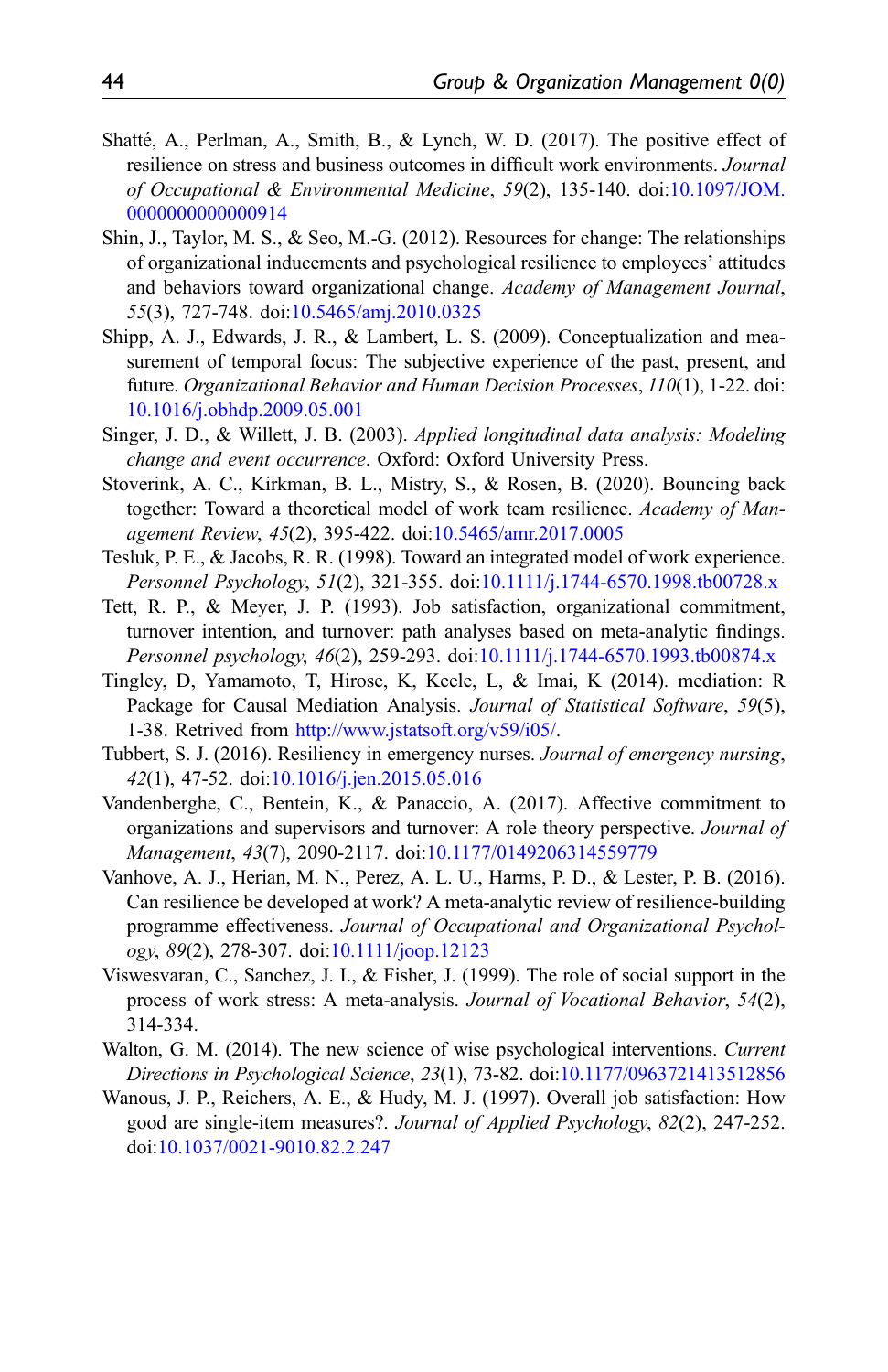Shatté, A., Perlman, A., Smith, B., & Lynch, W. D. (2017). The positive effect of resilience on stress and business outcomes in difficult work environments. *Journal of Occupational & Environmental Medicine*, *59*(2), 135-140. doi:10.1097/JOM.0000000000000914

Shin, J., Taylor, M. S., & Seo, M.-G. (2012). Resources for change: The relationships of organizational inducements and psychological resilience to employees' attitudes and behaviors toward organizational change. *Academy of Management Journal*, *55*(3), 727-748. doi:10.5465/amj.2010.0325

Shipp, A. J., Edwards, J. R., & Lambert, L. S. (2009). Conceptualization and measurement of temporal focus: The subjective experience of the past, present, and future. *Organizational Behavior and Human Decision Processes*, *110*(1), 1-22. doi:10.1016/j.obhdp.2009.05.001

Singer, J. D., & Willett, J. B. (2003). *Applied longitudinal data analysis: Modeling change and event occurrence*. Oxford: Oxford University Press.

Stoverink, A. C., Kirkman, B. L., Mistry, S., & Rosen, B. (2020). Bouncing back together: Toward a theoretical model of work team resilience. *Academy of Management Review*, *45*(2), 395-422. doi:10.5465/amr.2017.0005

Tesluk, P. E., & Jacobs, R. R. (1998). Toward an integrated model of work experience. *Personnel Psychology*, *51*(2), 321-355. doi:10.1111/j.1744-6570.1998.tb00728.x

Tett, R. P., & Meyer, J. P. (1993). Job satisfaction, organizational commitment, turnover intention, and turnover: path analyses based on meta-analytic findings. *Personnel psychology*, *46*(2), 259-293. doi:10.1111/j.1744-6570.1993.tb00874.x

Tingley, D, Yamamoto, T, Hirose, K, Keele, L, & Imai, K (2014). mediation: R Package for Causal Mediation Analysis. *Journal of Statistical Software*, *59*(5), 1-38. Retrived from http://www.jstatsoft.org/v59/i05/.

Tubbert, S. J. (2016). Resiliency in emergency nurses. *Journal of emergency nursing*, *42*(1), 47-52. doi:10.1016/j.jen.2015.05.016

Vandenberghe, C., Bentein, K., & Panaccio, A. (2017). Affective commitment to organizations and supervisors and turnover: A role theory perspective. *Journal of Management*, *43*(7), 2090-2117. doi:10.1177/0149206314559779

Vanhove, A. J., Herian, M. N., Perez, A. L. U., Harms, P. D., & Lester, P. B. (2016). Can resilience be developed at work? A meta-analytic review of resilience-building programme effectiveness. *Journal of Occupational and Organizational Psychology*, *89*(2), 278-307. doi:10.1111/joop.12123

Viswesvaran, C., Sanchez, J. I., & Fisher, J. (1999). The role of social support in the process of work stress: A meta-analysis. *Journal of Vocational Behavior*, *54*(2), 314-334.

Walton, G. M. (2014). The new science of wise psychological interventions. *Current Directions in Psychological Science*, *23*(1), 73-82. doi:10.1177/0963721413512856

Wanous, J. P., Reichers, A. E., & Hudy, M. J. (1997). Overall job satisfaction: How good are single-item measures?. *Journal of Applied Psychology*, *82*(2), 247-252. doi:10.1037/0021-9010.82.2.247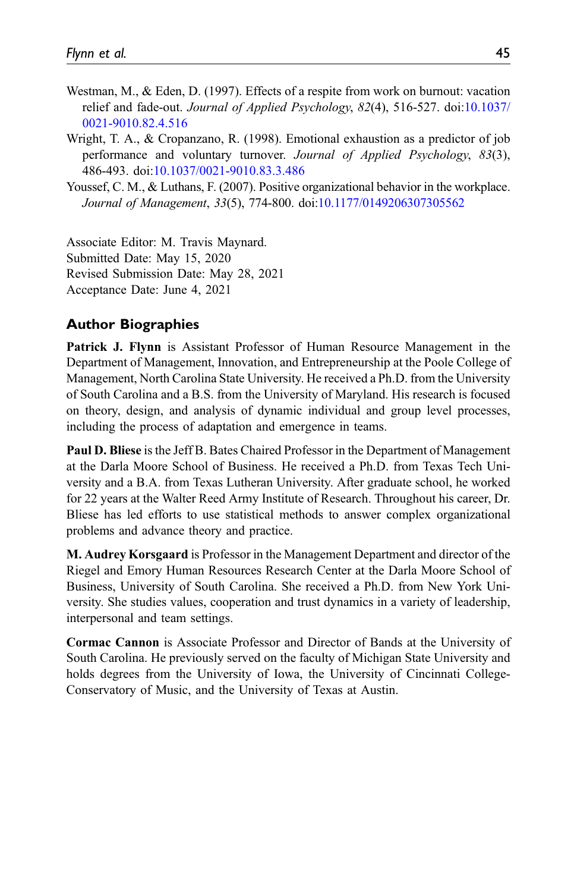Westman, M., & Eden, D. (1997). Effects of a respite from work on burnout: vacation relief and fade-out. *Journal of Applied Psychology*, *82*(4), 516-527. doi:10.1037/0021-9010.82.4.516

Wright, T. A., & Cropanzano, R. (1998). Emotional exhaustion as a predictor of job performance and voluntary turnover. *Journal of Applied Psychology*, *83*(3), 486-493. doi:10.1037/0021-9010.83.3.486

Youssef, C. M., & Luthans, F. (2007). Positive organizational behavior in the workplace. *Journal of Management*, *33*(5), 774-800. doi:10.1177/0149206307305562

Associate Editor: M. Travis Maynard.
Submitted Date: May 15, 2020
Revised Submission Date: May 28, 2021
Acceptance Date: June 4, 2021

## Author Biographies

**Patrick J. Flynn** is Assistant Professor of Human Resource Management in the Department of Management, Innovation, and Entrepreneurship at the Poole College of Management, North Carolina State University. He received a Ph.D. from the University of South Carolina and a B.S. from the University of Maryland. His research is focused on theory, design, and analysis of dynamic individual and group level processes, including the process of adaptation and emergence in teams.

**Paul D. Bliese** is the Jeff B. Bates Chaired Professor in the Department of Management at the Darla Moore School of Business. He received a Ph.D. from Texas Tech University and a B.A. from Texas Lutheran University. After graduate school, he worked for 22 years at the Walter Reed Army Institute of Research. Throughout his career, Dr. Bliese has led efforts to use statistical methods to answer complex organizational problems and advance theory and practice.

**M. Audrey Korsgaard** is Professor in the Management Department and director of the Riegel and Emory Human Resources Research Center at the Darla Moore School of Business, University of South Carolina. She received a Ph.D. from New York University. She studies values, cooperation and trust dynamics in a variety of leadership, interpersonal and team settings.

**Cormac Cannon** is Associate Professor and Director of Bands at the University of South Carolina. He previously served on the faculty of Michigan State University and holds degrees from the University of Iowa, the University of Cincinnati College-Conservatory of Music, and the University of Texas at Austin.